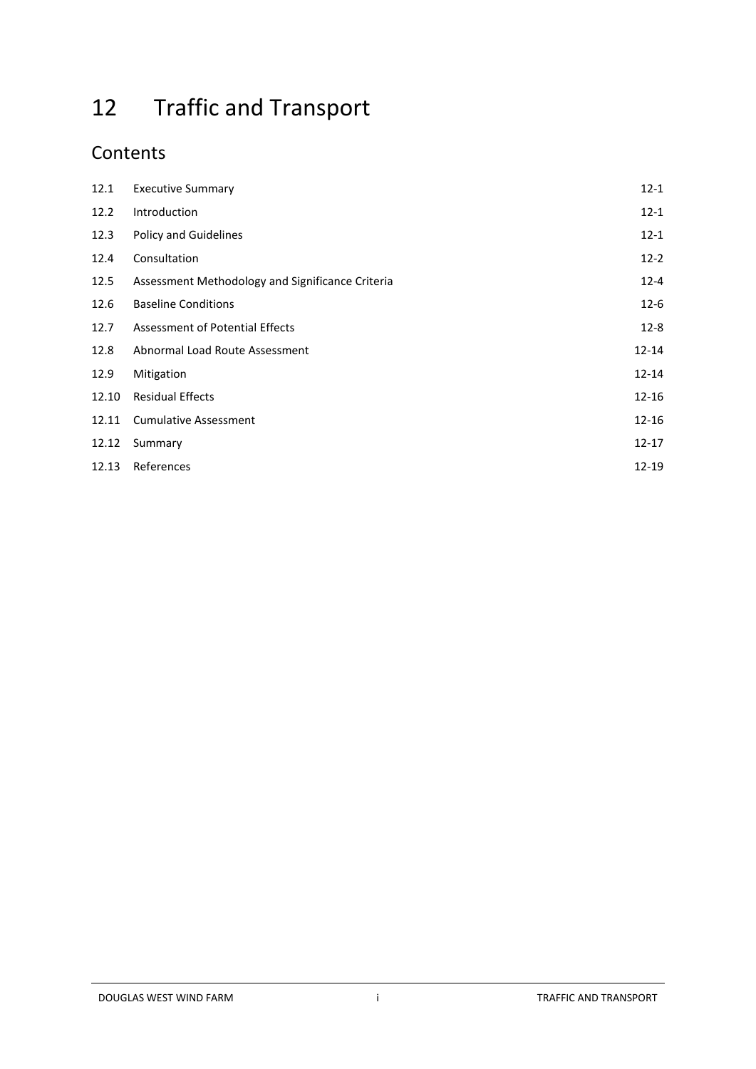# 12 Traffic and Transport

## Contents

| | | |
|---|---|---|
| 12.1 | Executive Summary | 12-1 |
| 12.2 | Introduction | 12-1 |
| 12.3 | Policy and Guidelines | 12-1 |
| 12.4 | Consultation | 12-2 |
| 12.5 | Assessment Methodology and Significance Criteria | 12-4 |
| 12.6 | Baseline Conditions | 12-6 |
| 12.7 | Assessment of Potential Effects | 12-8 |
| 12.8 | Abnormal Load Route Assessment | 12-14 |
| 12.9 | Mitigation | 12-14 |
| 12.10 | Residual Effects | 12-16 |
| 12.11 | Cumulative Assessment | 12-16 |
| 12.12 | Summary | 12-17 |
| 12.13 | References | 12-19 |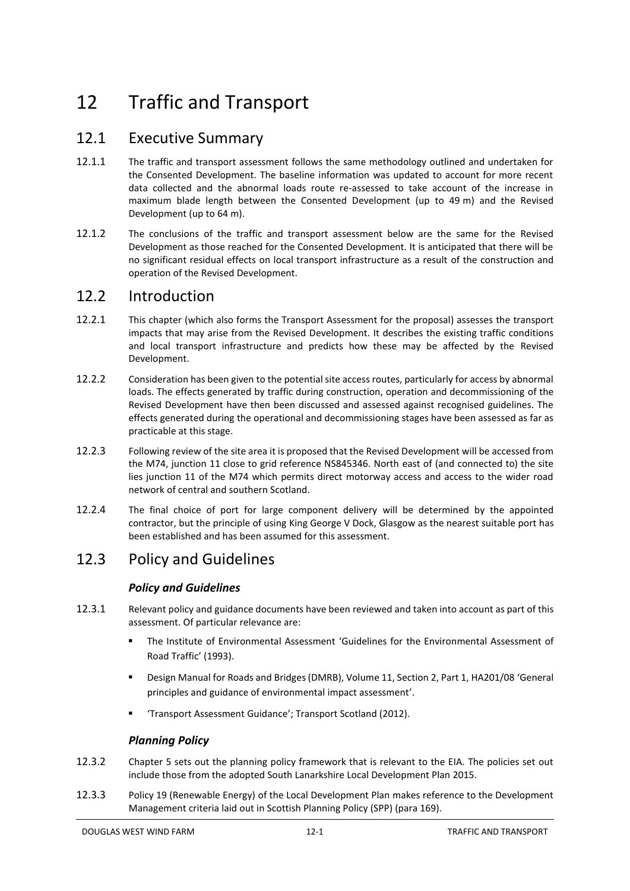# 12 Traffic and Transport

## 12.1 Executive Summary

12.1.1 The traffic and transport assessment follows the same methodology outlined and undertaken for the Consented Development. The baseline information was updated to account for more recent data collected and the abnormal loads route re-assessed to take account of the increase in maximum blade length between the Consented Development (up to 49 m) and the Revised Development (up to 64 m).

12.1.2 The conclusions of the traffic and transport assessment below are the same for the Revised Development as those reached for the Consented Development. It is anticipated that there will be no significant residual effects on local transport infrastructure as a result of the construction and operation of the Revised Development.

## 12.2 Introduction

12.2.1 This chapter (which also forms the Transport Assessment for the proposal) assesses the transport impacts that may arise from the Revised Development. It describes the existing traffic conditions and local transport infrastructure and predicts how these may be affected by the Revised Development.

12.2.2 Consideration has been given to the potential site access routes, particularly for access by abnormal loads. The effects generated by traffic during construction, operation and decommissioning of the Revised Development have then been discussed and assessed against recognised guidelines. The effects generated during the operational and decommissioning stages have been assessed as far as practicable at this stage.

12.2.3 Following review of the site area it is proposed that the Revised Development will be accessed from the M74, junction 11 close to grid reference NS845346. North east of (and connected to) the site lies junction 11 of the M74 which permits direct motorway access and access to the wider road network of central and southern Scotland.

12.2.4 The final choice of port for large component delivery will be determined by the appointed contractor, but the principle of using King George V Dock, Glasgow as the nearest suitable port has been established and has been assumed for this assessment.

## 12.3 Policy and Guidelines

### *Policy and Guidelines*

12.3.1 Relevant policy and guidance documents have been reviewed and taken into account as part of this assessment. Of particular relevance are:

- The Institute of Environmental Assessment 'Guidelines for the Environmental Assessment of Road Traffic' (1993).
- Design Manual for Roads and Bridges (DMRB), Volume 11, Section 2, Part 1, HA201/08 'General principles and guidance of environmental impact assessment'.
- 'Transport Assessment Guidance'; Transport Scotland (2012).

### *Planning Policy*

12.3.2 Chapter 5 sets out the planning policy framework that is relevant to the EIA. The policies set out include those from the adopted South Lanarkshire Local Development Plan 2015.

12.3.3 Policy 19 (Renewable Energy) of the Local Development Plan makes reference to the Development Management criteria laid out in Scottish Planning Policy (SPP) (para 169).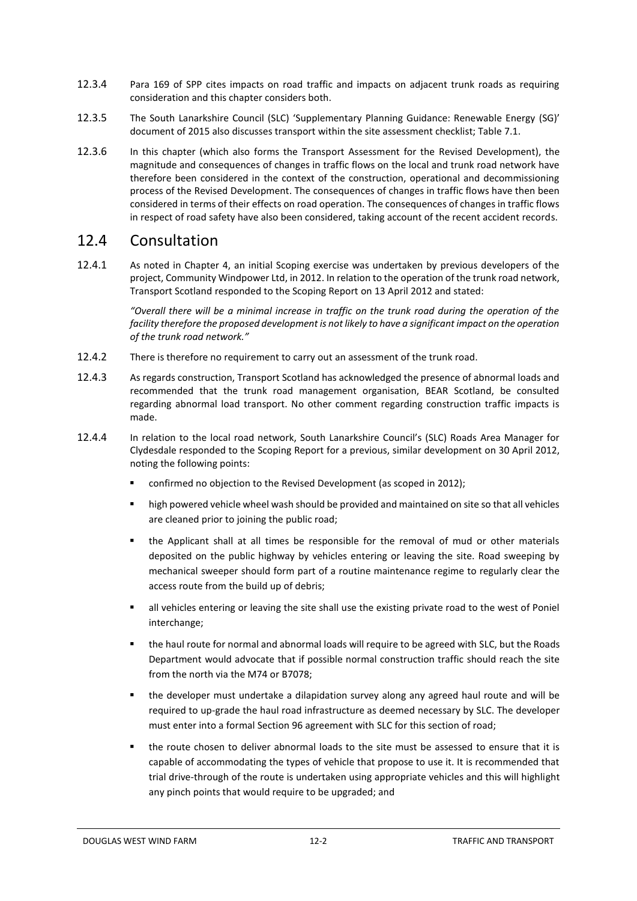12.3.4 Para 169 of SPP cites impacts on road traffic and impacts on adjacent trunk roads as requiring consideration and this chapter considers both.

12.3.5 The South Lanarkshire Council (SLC) 'Supplementary Planning Guidance: Renewable Energy (SG)' document of 2015 also discusses transport within the site assessment checklist; Table 7.1.

12.3.6 In this chapter (which also forms the Transport Assessment for the Revised Development), the magnitude and consequences of changes in traffic flows on the local and trunk road network have therefore been considered in the context of the construction, operational and decommissioning process of the Revised Development. The consequences of changes in traffic flows have then been considered in terms of their effects on road operation. The consequences of changes in traffic flows in respect of road safety have also been considered, taking account of the recent accident records.

## 12.4 Consultation

12.4.1 As noted in Chapter 4, an initial Scoping exercise was undertaken by previous developers of the project, Community Windpower Ltd, in 2012. In relation to the operation of the trunk road network, Transport Scotland responded to the Scoping Report on 13 April 2012 and stated:

*"Overall there will be a minimal increase in traffic on the trunk road during the operation of the facility therefore the proposed development is not likely to have a significant impact on the operation of the trunk road network."*

12.4.2 There is therefore no requirement to carry out an assessment of the trunk road.

12.4.3 As regards construction, Transport Scotland has acknowledged the presence of abnormal loads and recommended that the trunk road management organisation, BEAR Scotland, be consulted regarding abnormal load transport. No other comment regarding construction traffic impacts is made.

12.4.4 In relation to the local road network, South Lanarkshire Council's (SLC) Roads Area Manager for Clydesdale responded to the Scoping Report for a previous, similar development on 30 April 2012, noting the following points:

- confirmed no objection to the Revised Development (as scoped in 2012);
- high powered vehicle wheel wash should be provided and maintained on site so that all vehicles are cleaned prior to joining the public road;
- the Applicant shall at all times be responsible for the removal of mud or other materials deposited on the public highway by vehicles entering or leaving the site. Road sweeping by mechanical sweeper should form part of a routine maintenance regime to regularly clear the access route from the build up of debris;
- all vehicles entering or leaving the site shall use the existing private road to the west of Poniel interchange;
- the haul route for normal and abnormal loads will require to be agreed with SLC, but the Roads Department would advocate that if possible normal construction traffic should reach the site from the north via the M74 or B7078;
- the developer must undertake a dilapidation survey along any agreed haul route and will be required to up-grade the haul road infrastructure as deemed necessary by SLC. The developer must enter into a formal Section 96 agreement with SLC for this section of road;
- the route chosen to deliver abnormal loads to the site must be assessed to ensure that it is capable of accommodating the types of vehicle that propose to use it. It is recommended that trial drive-through of the route is undertaken using appropriate vehicles and this will highlight any pinch points that would require to be upgraded; and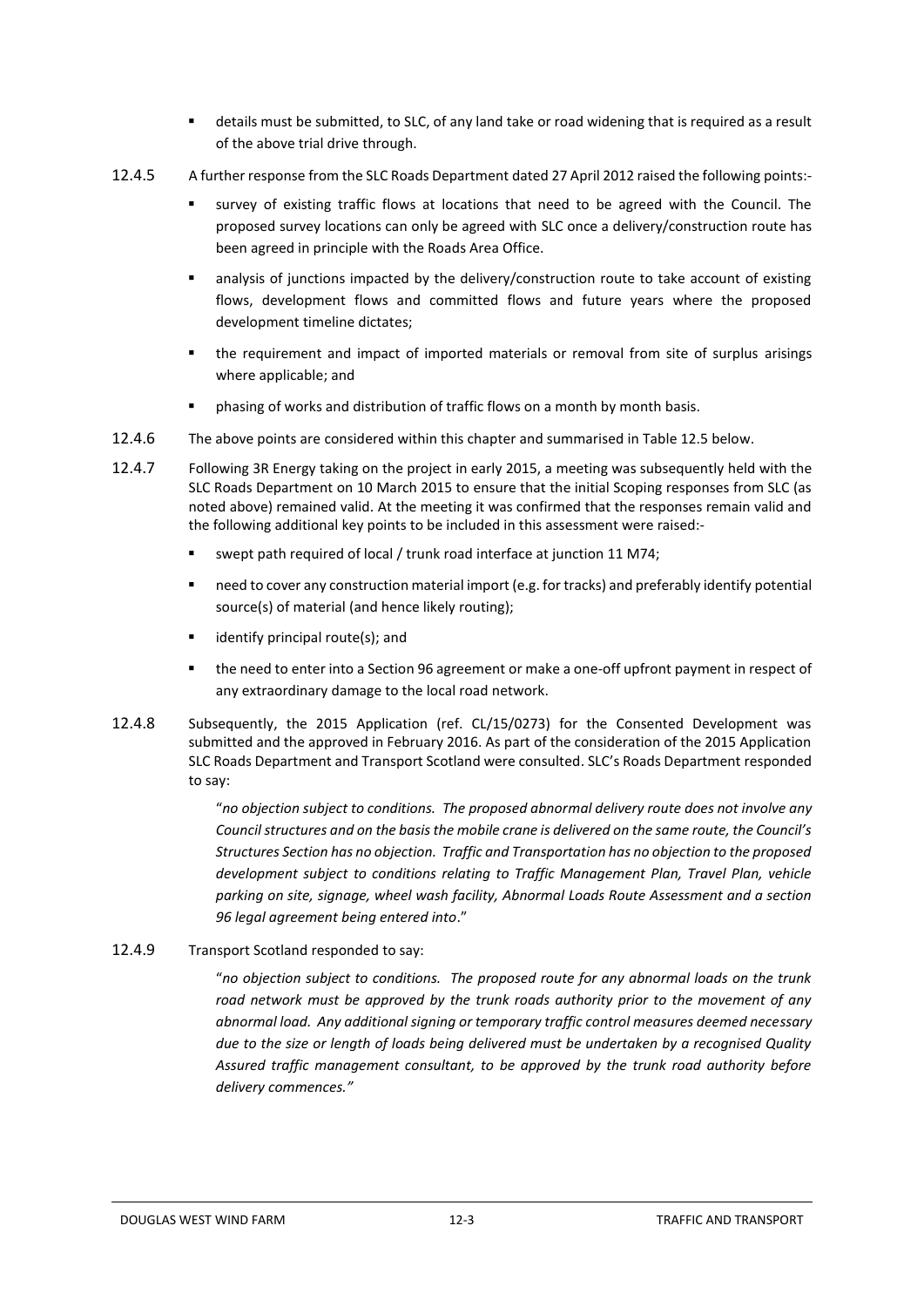- details must be submitted, to SLC, of any land take or road widening that is required as a result of the above trial drive through.

12.4.5 A further response from the SLC Roads Department dated 27 April 2012 raised the following points:-

- survey of existing traffic flows at locations that need to be agreed with the Council. The proposed survey locations can only be agreed with SLC once a delivery/construction route has been agreed in principle with the Roads Area Office.
- analysis of junctions impacted by the delivery/construction route to take account of existing flows, development flows and committed flows and future years where the proposed development timeline dictates;
- the requirement and impact of imported materials or removal from site of surplus arisings where applicable; and
- phasing of works and distribution of traffic flows on a month by month basis.

12.4.6 The above points are considered within this chapter and summarised in Table 12.5 below.

12.4.7 Following 3R Energy taking on the project in early 2015, a meeting was subsequently held with the SLC Roads Department on 10 March 2015 to ensure that the initial Scoping responses from SLC (as noted above) remained valid. At the meeting it was confirmed that the responses remain valid and the following additional key points to be included in this assessment were raised:-

- swept path required of local / trunk road interface at junction 11 M74;
- need to cover any construction material import (e.g. for tracks) and preferably identify potential source(s) of material (and hence likely routing);
- identify principal route(s); and
- the need to enter into a Section 96 agreement or make a one-off upfront payment in respect of any extraordinary damage to the local road network.

12.4.8 Subsequently, the 2015 Application (ref. CL/15/0273) for the Consented Development was submitted and the approved in February 2016. As part of the consideration of the 2015 Application SLC Roads Department and Transport Scotland were consulted. SLC's Roads Department responded to say:

> "*no objection subject to conditions. The proposed abnormal delivery route does not involve any Council structures and on the basis the mobile crane is delivered on the same route, the Council's Structures Section has no objection. Traffic and Transportation has no objection to the proposed development subject to conditions relating to Traffic Management Plan, Travel Plan, vehicle parking on site, signage, wheel wash facility, Abnormal Loads Route Assessment and a section 96 legal agreement being entered into*."

12.4.9 Transport Scotland responded to say:

> "*no objection subject to conditions. The proposed route for any abnormal loads on the trunk road network must be approved by the trunk roads authority prior to the movement of any abnormal load. Any additional signing or temporary traffic control measures deemed necessary due to the size or length of loads being delivered must be undertaken by a recognised Quality Assured traffic management consultant, to be approved by the trunk road authority before delivery commences."*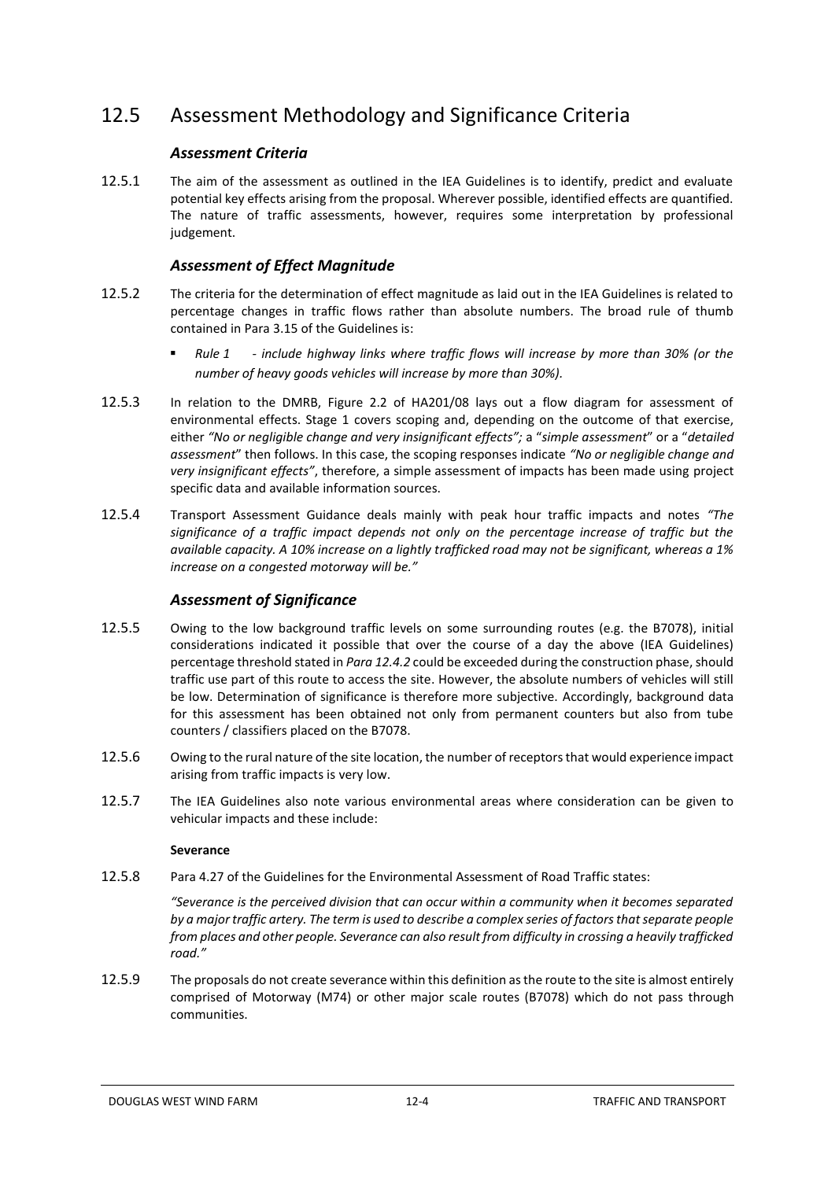## 12.5 Assessment Methodology and Significance Criteria

### *Assessment Criteria*

12.5.1 The aim of the assessment as outlined in the IEA Guidelines is to identify, predict and evaluate potential key effects arising from the proposal. Wherever possible, identified effects are quantified. The nature of traffic assessments, however, requires some interpretation by professional judgement.

### *Assessment of Effect Magnitude*

12.5.2 The criteria for the determination of effect magnitude as laid out in the IEA Guidelines is related to percentage changes in traffic flows rather than absolute numbers. The broad rule of thumb contained in Para 3.15 of the Guidelines is:

- *Rule 1 - include highway links where traffic flows will increase by more than 30% (or the number of heavy goods vehicles will increase by more than 30%).*

12.5.3 In relation to the DMRB, Figure 2.2 of HA201/08 lays out a flow diagram for assessment of environmental effects. Stage 1 covers scoping and, depending on the outcome of that exercise, either *"No or negligible change and very insignificant effects";* a "*simple assessment*" or a "*detailed assessment*" then follows. In this case, the scoping responses indicate *"No or negligible change and very insignificant effects"*, therefore, a simple assessment of impacts has been made using project specific data and available information sources.

12.5.4 Transport Assessment Guidance deals mainly with peak hour traffic impacts and notes *"The significance of a traffic impact depends not only on the percentage increase of traffic but the available capacity. A 10% increase on a lightly trafficked road may not be significant, whereas a 1% increase on a congested motorway will be."*

### *Assessment of Significance*

12.5.5 Owing to the low background traffic levels on some surrounding routes (e.g. the B7078), initial considerations indicated it possible that over the course of a day the above (IEA Guidelines) percentage threshold stated in *Para 12.4.2* could be exceeded during the construction phase, should traffic use part of this route to access the site. However, the absolute numbers of vehicles will still be low. Determination of significance is therefore more subjective. Accordingly, background data for this assessment has been obtained not only from permanent counters but also from tube counters / classifiers placed on the B7078.

12.5.6 Owing to the rural nature of the site location, the number of receptors that would experience impact arising from traffic impacts is very low.

12.5.7 The IEA Guidelines also note various environmental areas where consideration can be given to vehicular impacts and these include:

**Severance**

12.5.8 Para 4.27 of the Guidelines for the Environmental Assessment of Road Traffic states:

*"Severance is the perceived division that can occur within a community when it becomes separated by a major traffic artery. The term is used to describe a complex series of factors that separate people from places and other people. Severance can also result from difficulty in crossing a heavily trafficked road."*

12.5.9 The proposals do not create severance within this definition as the route to the site is almost entirely comprised of Motorway (M74) or other major scale routes (B7078) which do not pass through communities.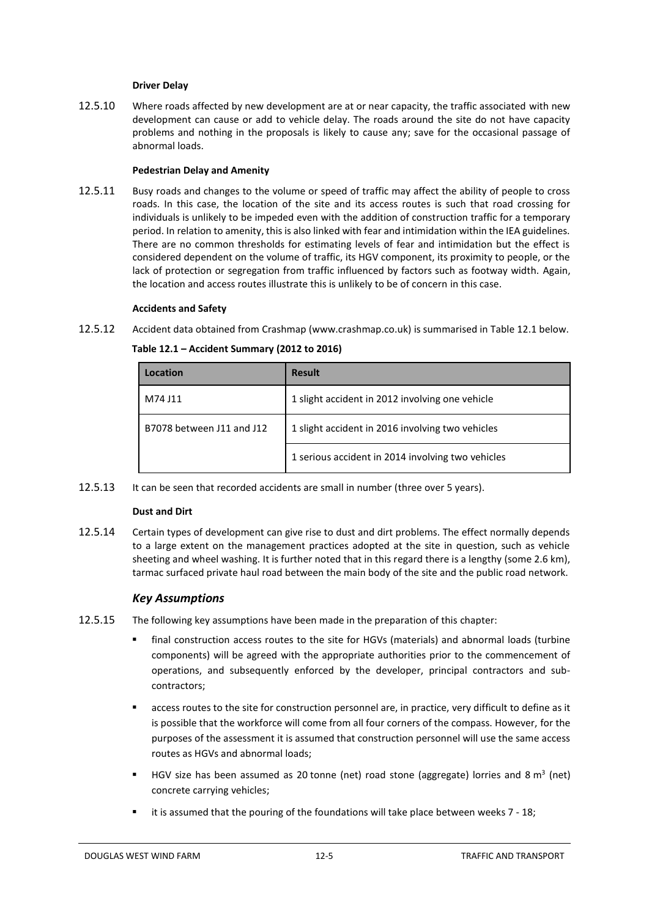**Driver Delay**

12.5.10 Where roads affected by new development are at or near capacity, the traffic associated with new development can cause or add to vehicle delay. The roads around the site do not have capacity problems and nothing in the proposals is likely to cause any; save for the occasional passage of abnormal loads.

**Pedestrian Delay and Amenity**

12.5.11 Busy roads and changes to the volume or speed of traffic may affect the ability of people to cross roads. In this case, the location of the site and its access routes is such that road crossing for individuals is unlikely to be impeded even with the addition of construction traffic for a temporary period. In relation to amenity, this is also linked with fear and intimidation within the IEA guidelines. There are no common thresholds for estimating levels of fear and intimidation but the effect is considered dependent on the volume of traffic, its HGV component, its proximity to people, or the lack of protection or segregation from traffic influenced by factors such as footway width. Again, the location and access routes illustrate this is unlikely to be of concern in this case.

**Accidents and Safety**

12.5.12 Accident data obtained from Crashmap (www.crashmap.co.uk) is summarised in Table 12.1 below.

**Table 12.1 – Accident Summary (2012 to 2016)**

| Location | Result |
|---|---|
| M74 J11 | 1 slight accident in 2012 involving one vehicle |
| B7078 between J11 and J12 | 1 slight accident in 2016 involving two vehicles |
| | 1 serious accident in 2014 involving two vehicles |

12.5.13 It can be seen that recorded accidents are small in number (three over 5 years).

**Dust and Dirt**

12.5.14 Certain types of development can give rise to dust and dirt problems. The effect normally depends to a large extent on the management practices adopted at the site in question, such as vehicle sheeting and wheel washing. It is further noted that in this regard there is a lengthy (some 2.6 km), tarmac surfaced private haul road between the main body of the site and the public road network.

### *Key Assumptions*

12.5.15 The following key assumptions have been made in the preparation of this chapter:

- final construction access routes to the site for HGVs (materials) and abnormal loads (turbine components) will be agreed with the appropriate authorities prior to the commencement of operations, and subsequently enforced by the developer, principal contractors and sub-contractors;
- access routes to the site for construction personnel are, in practice, very difficult to define as it is possible that the workforce will come from all four corners of the compass. However, for the purposes of the assessment it is assumed that construction personnel will use the same access routes as HGVs and abnormal loads;
- HGV size has been assumed as 20 tonne (net) road stone (aggregate) lorries and 8 $m^3$ (net) concrete carrying vehicles;
- it is assumed that the pouring of the foundations will take place between weeks 7 - 18;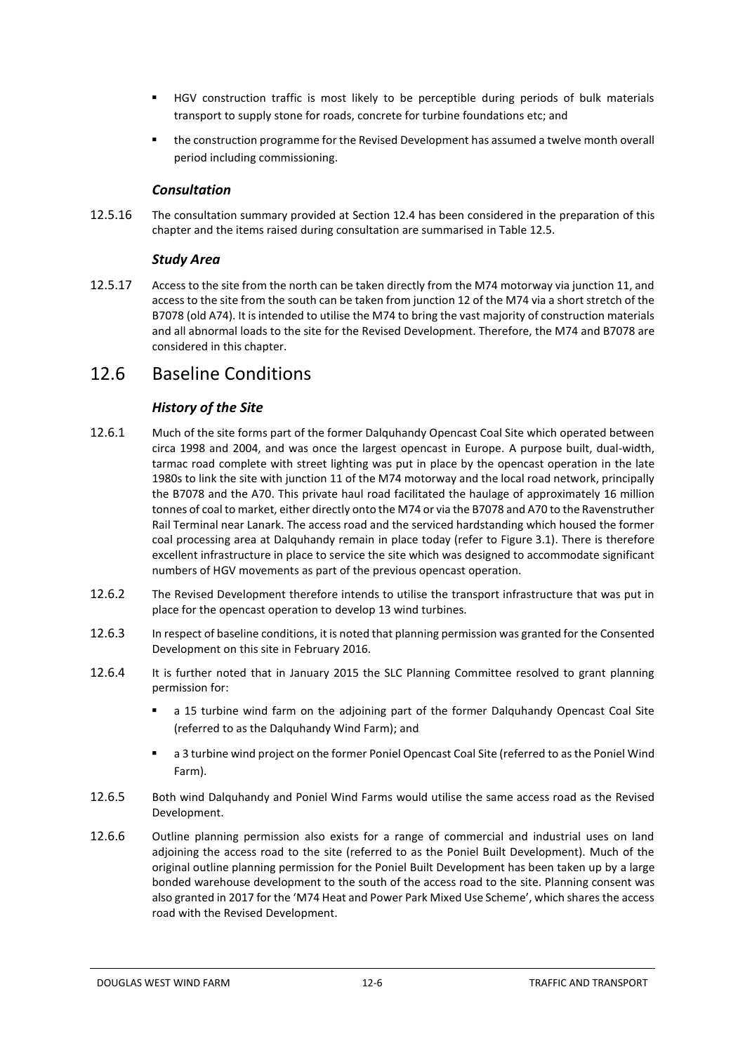- HGV construction traffic is most likely to be perceptible during periods of bulk materials transport to supply stone for roads, concrete for turbine foundations etc; and
- the construction programme for the Revised Development has assumed a twelve month overall period including commissioning.

### *Consultation*

12.5.16 The consultation summary provided at Section 12.4 has been considered in the preparation of this chapter and the items raised during consultation are summarised in Table 12.5.

### *Study Area*

12.5.17 Access to the site from the north can be taken directly from the M74 motorway via junction 11, and access to the site from the south can be taken from junction 12 of the M74 via a short stretch of the B7078 (old A74). It is intended to utilise the M74 to bring the vast majority of construction materials and all abnormal loads to the site for the Revised Development. Therefore, the M74 and B7078 are considered in this chapter.

## 12.6 Baseline Conditions

### *History of the Site*

12.6.1 Much of the site forms part of the former Dalquhandy Opencast Coal Site which operated between circa 1998 and 2004, and was once the largest opencast in Europe. A purpose built, dual-width, tarmac road complete with street lighting was put in place by the opencast operation in the late 1980s to link the site with junction 11 of the M74 motorway and the local road network, principally the B7078 and the A70. This private haul road facilitated the haulage of approximately 16 million tonnes of coal to market, either directly onto the M74 or via the B7078 and A70 to the Ravenstruther Rail Terminal near Lanark. The access road and the serviced hardstanding which housed the former coal processing area at Dalquhandy remain in place today (refer to Figure 3.1). There is therefore excellent infrastructure in place to service the site which was designed to accommodate significant numbers of HGV movements as part of the previous opencast operation.

12.6.2 The Revised Development therefore intends to utilise the transport infrastructure that was put in place for the opencast operation to develop 13 wind turbines.

12.6.3 In respect of baseline conditions, it is noted that planning permission was granted for the Consented Development on this site in February 2016.

12.6.4 It is further noted that in January 2015 the SLC Planning Committee resolved to grant planning permission for:

- a 15 turbine wind farm on the adjoining part of the former Dalquhandy Opencast Coal Site (referred to as the Dalquhandy Wind Farm); and
- a 3 turbine wind project on the former Poniel Opencast Coal Site (referred to as the Poniel Wind Farm).

12.6.5 Both wind Dalquhandy and Poniel Wind Farms would utilise the same access road as the Revised Development.

12.6.6 Outline planning permission also exists for a range of commercial and industrial uses on land adjoining the access road to the site (referred to as the Poniel Built Development). Much of the original outline planning permission for the Poniel Built Development has been taken up by a large bonded warehouse development to the south of the access road to the site. Planning consent was also granted in 2017 for the 'M74 Heat and Power Park Mixed Use Scheme', which shares the access road with the Revised Development.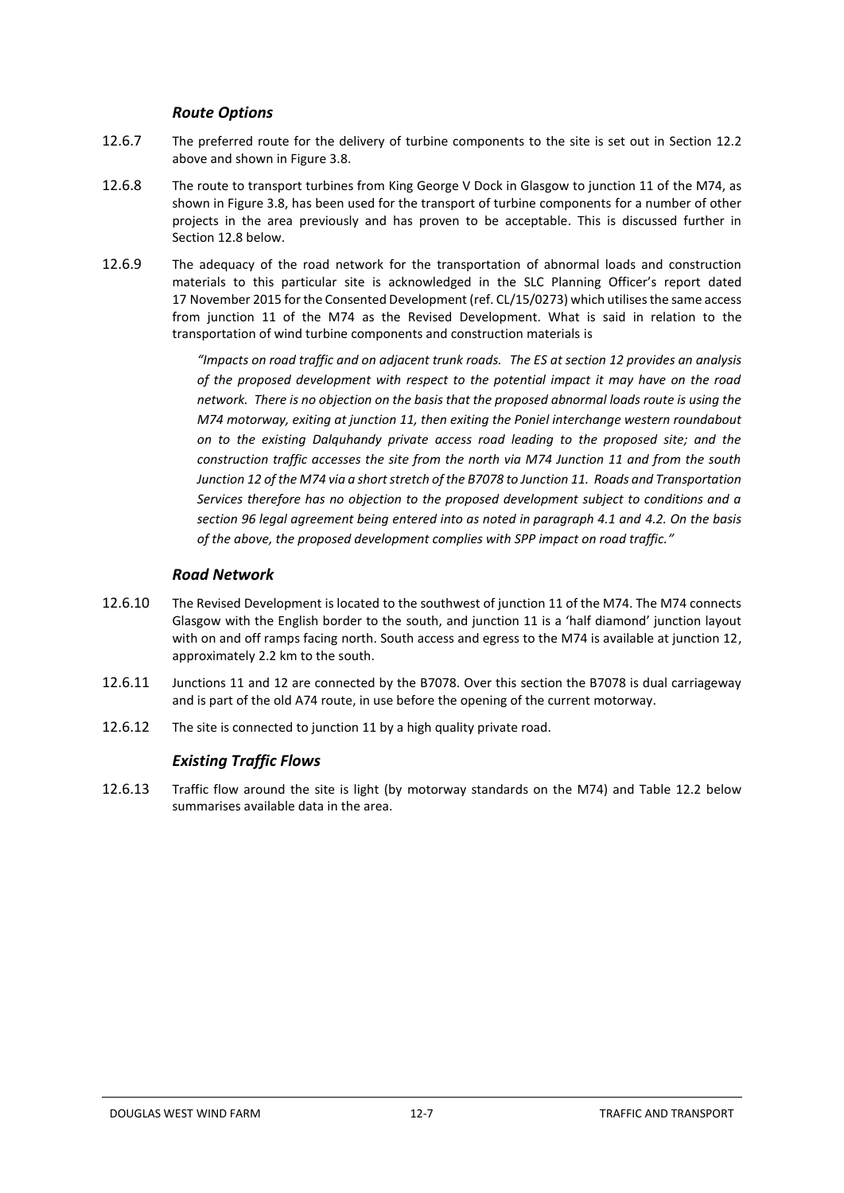### *Route Options*

12.6.7 The preferred route for the delivery of turbine components to the site is set out in Section 12.2 above and shown in Figure 3.8.

12.6.8 The route to transport turbines from King George V Dock in Glasgow to junction 11 of the M74, as shown in Figure 3.8, has been used for the transport of turbine components for a number of other projects in the area previously and has proven to be acceptable. This is discussed further in Section 12.8 below.

12.6.9 The adequacy of the road network for the transportation of abnormal loads and construction materials to this particular site is acknowledged in the SLC Planning Officer's report dated 17 November 2015 for the Consented Development (ref. CL/15/0273) which utilises the same access from junction 11 of the M74 as the Revised Development. What is said in relation to the transportation of wind turbine components and construction materials is

> *"Impacts on road traffic and on adjacent trunk roads. The ES at section 12 provides an analysis of the proposed development with respect to the potential impact it may have on the road network. There is no objection on the basis that the proposed abnormal loads route is using the M74 motorway, exiting at junction 11, then exiting the Poniel interchange western roundabout on to the existing Dalquhandy private access road leading to the proposed site; and the construction traffic accesses the site from the north via M74 Junction 11 and from the south Junction 12 of the M74 via a short stretch of the B7078 to Junction 11. Roads and Transportation Services therefore has no objection to the proposed development subject to conditions and a section 96 legal agreement being entered into as noted in paragraph 4.1 and 4.2. On the basis of the above, the proposed development complies with SPP impact on road traffic."*

### *Road Network*

12.6.10 The Revised Development is located to the southwest of junction 11 of the M74. The M74 connects Glasgow with the English border to the south, and junction 11 is a 'half diamond' junction layout with on and off ramps facing north. South access and egress to the M74 is available at junction 12, approximately 2.2 km to the south.

12.6.11 Junctions 11 and 12 are connected by the B7078. Over this section the B7078 is dual carriageway and is part of the old A74 route, in use before the opening of the current motorway.

12.6.12 The site is connected to junction 11 by a high quality private road.

### *Existing Traffic Flows*

12.6.13 Traffic flow around the site is light (by motorway standards on the M74) and Table 12.2 below summarises available data in the area.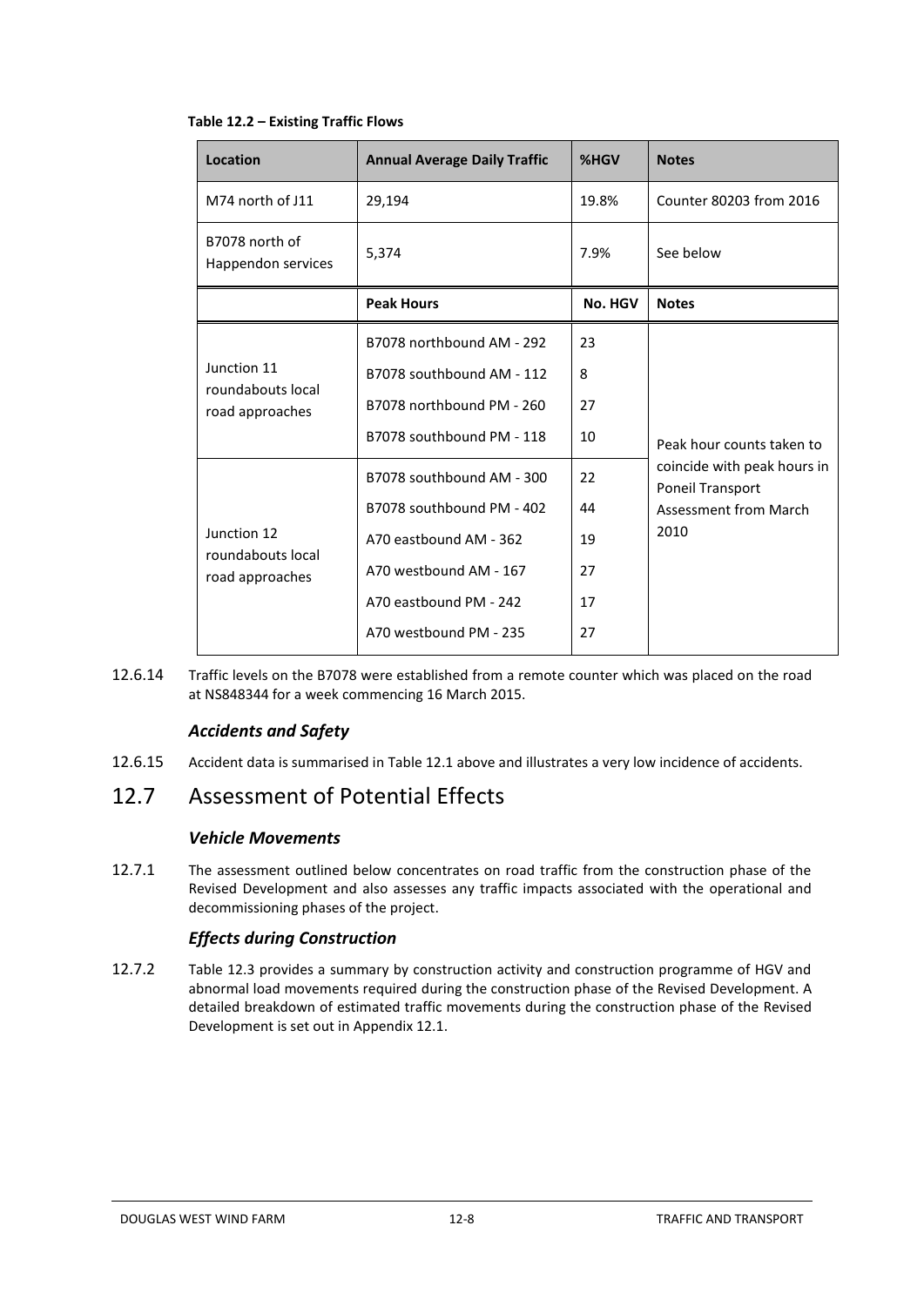**Table 12.2 – Existing Traffic Flows**

| Location | Annual Average Daily Traffic | %HGV | Notes |
|---|---|---|---|
| M74 north of J11 | 29,194 | 19.8% | Counter 80203 from 2016 |
| B7078 north of Happendon services | 5,374 | 7.9% | See below |
| | **Peak Hours** | **No. HGV** | **Notes** |
| Junction 11 roundabouts local road approaches | B7078 northbound AM - 292 | 23 | Peak hour counts taken to coincide with peak hours in Poneil Transport Assessment from March 2010 |
| | B7078 southbound AM - 112 | 8 | |
| | B7078 northbound PM - 260 | 27 | |
| | B7078 southbound PM - 118 | 10 | |
| Junction 12 roundabouts local road approaches | B7078 southbound AM - 300 | 22 | |
| | B7078 southbound PM - 402 | 44 | |
| | A70 eastbound AM - 362 | 19 | |
| | A70 westbound AM - 167 | 27 | |
| | A70 eastbound PM - 242 | 17 | |
| | A70 westbound PM - 235 | 27 | |

12.6.14 Traffic levels on the B7078 were established from a remote counter which was placed on the road at NS848344 for a week commencing 16 March 2015.

### *Accidents and Safety*

12.6.15 Accident data is summarised in Table 12.1 above and illustrates a very low incidence of accidents.

## 12.7 Assessment of Potential Effects

### *Vehicle Movements*

12.7.1 The assessment outlined below concentrates on road traffic from the construction phase of the Revised Development and also assesses any traffic impacts associated with the operational and decommissioning phases of the project.

### *Effects during Construction*

12.7.2 Table 12.3 provides a summary by construction activity and construction programme of HGV and abnormal load movements required during the construction phase of the Revised Development. A detailed breakdown of estimated traffic movements during the construction phase of the Revised Development is set out in Appendix 12.1.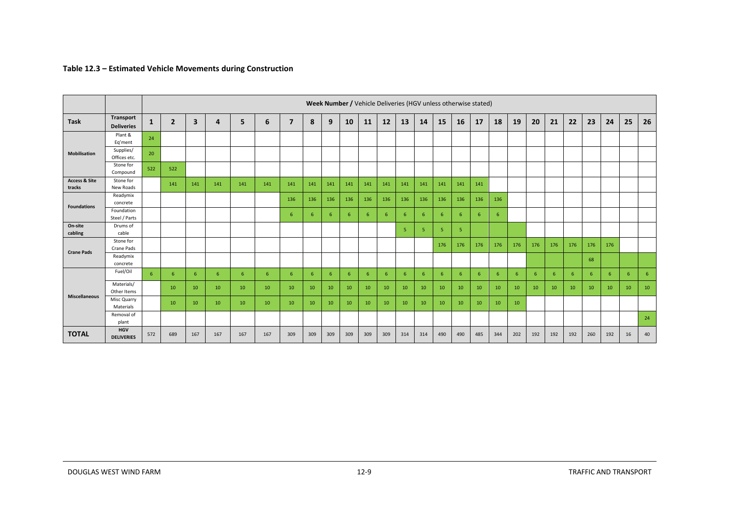**Table 12.3 – Estimated Vehicle Movements during Construction**

| | | Week Number / Vehicle Deliveries (HGV unless otherwise stated) | | | | | | | | | | | | | | | | | | | | | | | | | |
|---|---|---|---|---|---|---|---|---|---|---|---|---|---|---|---|---|---|---|---|---|---|---|---|---|---|---|---|
| **Task** | **Transport Deliveries** | **1** | **2** | **3** | **4** | **5** | **6** | **7** | **8** | **9** | **10** | **11** | **12** | **13** | **14** | **15** | **16** | **17** | **18** | **19** | **20** | **21** | **22** | **23** | **24** | **25** | **26** |
| **Mobilisation** | Plant & Eq'ment | 24 | | | | | | | | | | | | | | | | | | | | | | | | | |
| | Supplies/ Offices etc. | 20 | | | | | | | | | | | | | | | | | | | | | | | | | |
| | Stone for Compound | 522 | 522 | | | | | | | | | | | | | | | | | | | | | | | | |
| **Access & Site tracks** | Stone for New Roads | | 141 | 141 | 141 | 141 | 141 | 141 | 141 | 141 | 141 | 141 | 141 | 141 | 141 | 141 | 141 | 141 | | | | | | | | | |
| **Foundations** | Readymix concrete | | | | | | | 136 | 136 | 136 | 136 | 136 | 136 | 136 | 136 | 136 | 136 | 136 | 136 | | | | | | | | |
| | Foundation Steel / Parts | | | | | | | 6 | 6 | 6 | 6 | 6 | 6 | 6 | 6 | 6 | 6 | 6 | 6 | | | | | | | | |
| **On-site cabling** | Drums of cable | | | | | | | | | | | | | 5 | 5 | 5 | 5 | | | | | | | | | | |
| **Crane Pads** | Stone for Crane Pads | | | | | | | | | | | | | | | 176 | 176 | 176 | 176 | 176 | 176 | 176 | 176 | 176 | 176 | | |
| | Readymix concrete | | | | | | | | | | | | | | | | | | | | | | | 68 | | | |
| **Miscellaneous** | Fuel/Oil | 6 | 6 | 6 | 6 | 6 | 6 | 6 | 6 | 6 | 6 | 6 | 6 | 6 | 6 | 6 | 6 | 6 | 6 | 6 | 6 | 6 | 6 | 6 | 6 | 6 | 6 |
| | Materials/ Other Items | | 10 | 10 | 10 | 10 | 10 | 10 | 10 | 10 | 10 | 10 | 10 | 10 | 10 | 10 | 10 | 10 | 10 | 10 | 10 | 10 | 10 | 10 | 10 | 10 | 10 |
| | Misc Quarry Materials | | 10 | 10 | 10 | 10 | 10 | 10 | 10 | 10 | 10 | 10 | 10 | 10 | 10 | 10 | 10 | 10 | 10 | 10 | | | | | | | |
| | Removal of plant | | | | | | | | | | | | | | | | | | | | | | | | | | 24 |
| **TOTAL** | **HGV DELIVERIES** | 572 | 689 | 167 | 167 | 167 | 167 | 309 | 309 | 309 | 309 | 309 | 309 | 314 | 314 | 490 | 490 | 485 | 344 | 202 | 192 | 192 | 192 | 260 | 192 | 16 | 40 |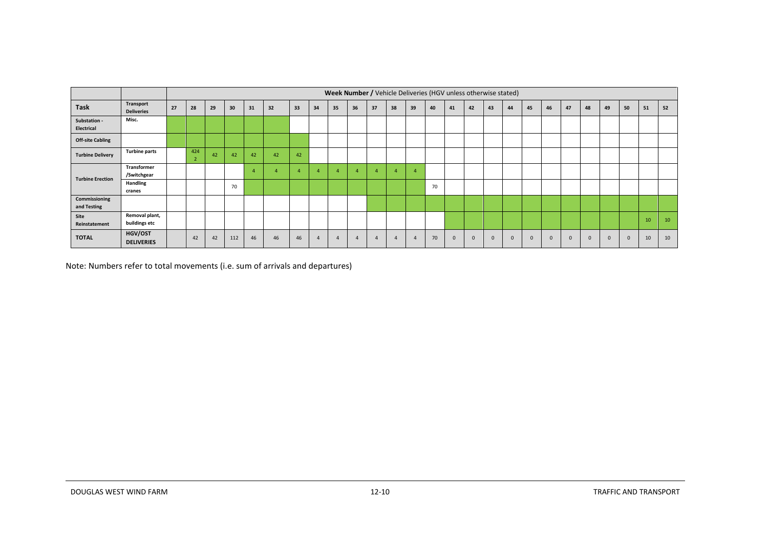| | | Week Number / Vehicle Deliveries (HGV unless otherwise stated) | | | | | | | | | | | | | | | | | | | | | | | | | |
|---|---|---|---|---|---|---|---|---|---|---|---|---|---|---|---|---|---|---|---|---|---|---|---|---|---|---|---|
| **Task** | **Transport Deliveries** | **27** | **28** | **29** | **30** | **31** | **32** | **33** | **34** | **35** | **36** | **37** | **38** | **39** | **40** | **41** | **42** | **43** | **44** | **45** | **46** | **47** | **48** | **49** | **50** | **51** | **52** |
| **Substation - Electrical** | **Misc.** | | | | | | | | | | | | | | | | | | | | | | | | | | |
| **Off-site Cabling** | | | | | | | | | | | | | | | | | | | | | | | | | | | |
| **Turbine Delivery** | **Turbine parts** | | 424 2 | 42 | 42 | 42 | 42 | 42 | | | | | | | | | | | | | | | | | | | |
| **Turbine Erection** | **Transformer /Switchgear** | | | | | 4 | 4 | 4 | 4 | 4 | 4 | 4 | 4 | 4 | | | | | | | | | | | | | |
| | **Handling cranes** | | | | 70 | | | | | | | | | | 70 | | | | | | | | | | | | |
| **Commissioning and Testing** | | | | | | | | | | | | | | | | | | | | | | | | | | | |
| **Site Reinstatement** | **Removal plant, buildings etc** | | | | | | | | | | | | | | | | | | | | | | | | | 10 | 10 |
| **TOTAL** | **HGV/OST DELIVERIES** | | 42 | 42 | 112 | 46 | 46 | 46 | 4 | 4 | 4 | 4 | 4 | 4 | 70 | 0 | 0 | 0 | 0 | 0 | 0 | 0 | 0 | 0 | 0 | 10 | 10 |

Note: Numbers refer to total movements (i.e. sum of arrivals and departures)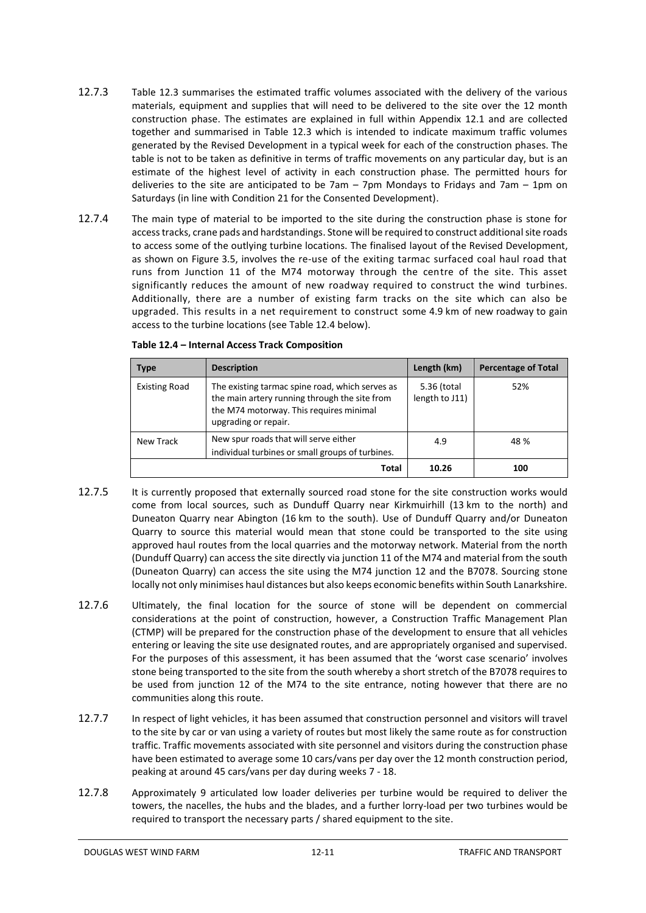12.7.3 Table 12.3 summarises the estimated traffic volumes associated with the delivery of the various materials, equipment and supplies that will need to be delivered to the site over the 12 month construction phase. The estimates are explained in full within Appendix 12.1 and are collected together and summarised in Table 12.3 which is intended to indicate maximum traffic volumes generated by the Revised Development in a typical week for each of the construction phases. The table is not to be taken as definitive in terms of traffic movements on any particular day, but is an estimate of the highest level of activity in each construction phase. The permitted hours for deliveries to the site are anticipated to be 7am – 7pm Mondays to Fridays and 7am – 1pm on Saturdays (in line with Condition 21 for the Consented Development).

12.7.4 The main type of material to be imported to the site during the construction phase is stone for access tracks, crane pads and hardstandings. Stone will be required to construct additional site roads to access some of the outlying turbine locations. The finalised layout of the Revised Development, as shown on Figure 3.5, involves the re-use of the exiting tarmac surfaced coal haul road that runs from Junction 11 of the M74 motorway through the centre of the site. This asset significantly reduces the amount of new roadway required to construct the wind turbines. Additionally, there are a number of existing farm tracks on the site which can also be upgraded. This results in a net requirement to construct some 4.9 km of new roadway to gain access to the turbine locations (see Table 12.4 below).

**Table 12.4 – Internal Access Track Composition**

| Type | Description | Length (km) | Percentage of Total |
|---|---|---|---|
| Existing Road | The existing tarmac spine road, which serves as the main artery running through the site from the M74 motorway. This requires minimal upgrading or repair. | 5.36 (total length to J11) | 52% |
| New Track | New spur roads that will serve either individual turbines or small groups of turbines. | 4.9 | 48 % |
| | **Total** | **10.26** | **100** |

12.7.5 It is currently proposed that externally sourced road stone for the site construction works would come from local sources, such as Dunduff Quarry near Kirkmuirhill (13 km to the north) and Duneaton Quarry near Abington (16 km to the south). Use of Dunduff Quarry and/or Duneaton Quarry to source this material would mean that stone could be transported to the site using approved haul routes from the local quarries and the motorway network. Material from the north (Dunduff Quarry) can access the site directly via junction 11 of the M74 and material from the south (Duneaton Quarry) can access the site using the M74 junction 12 and the B7078. Sourcing stone locally not only minimises haul distances but also keeps economic benefits within South Lanarkshire.

12.7.6 Ultimately, the final location for the source of stone will be dependent on commercial considerations at the point of construction, however, a Construction Traffic Management Plan (CTMP) will be prepared for the construction phase of the development to ensure that all vehicles entering or leaving the site use designated routes, and are appropriately organised and supervised. For the purposes of this assessment, it has been assumed that the 'worst case scenario' involves stone being transported to the site from the south whereby a short stretch of the B7078 requires to be used from junction 12 of the M74 to the site entrance, noting however that there are no communities along this route.

12.7.7 In respect of light vehicles, it has been assumed that construction personnel and visitors will travel to the site by car or van using a variety of routes but most likely the same route as for construction traffic. Traffic movements associated with site personnel and visitors during the construction phase have been estimated to average some 10 cars/vans per day over the 12 month construction period, peaking at around 45 cars/vans per day during weeks 7 - 18.

12.7.8 Approximately 9 articulated low loader deliveries per turbine would be required to deliver the towers, the nacelles, the hubs and the blades, and a further lorry-load per two turbines would be required to transport the necessary parts / shared equipment to the site.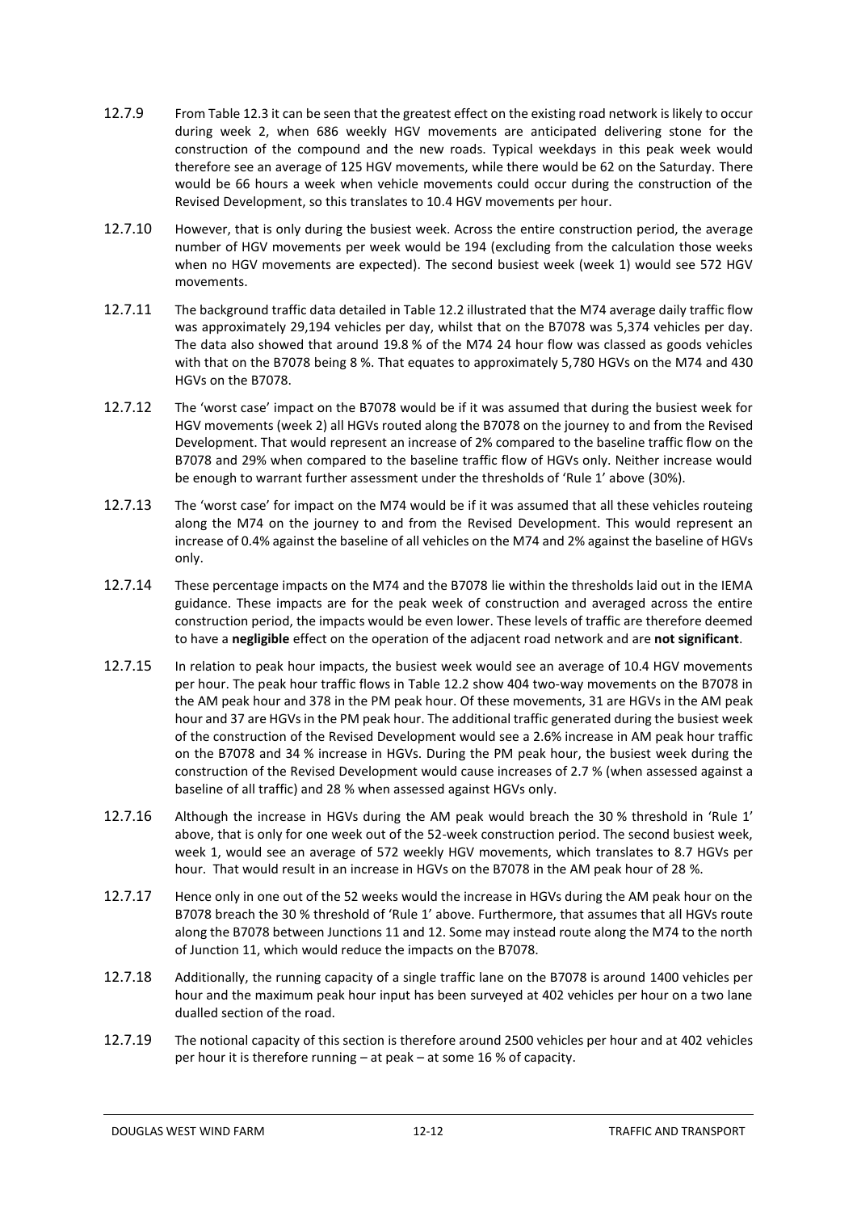12.7.9 From Table 12.3 it can be seen that the greatest effect on the existing road network is likely to occur during week 2, when 686 weekly HGV movements are anticipated delivering stone for the construction of the compound and the new roads. Typical weekdays in this peak week would therefore see an average of 125 HGV movements, while there would be 62 on the Saturday. There would be 66 hours a week when vehicle movements could occur during the construction of the Revised Development, so this translates to 10.4 HGV movements per hour.

12.7.10 However, that is only during the busiest week. Across the entire construction period, the average number of HGV movements per week would be 194 (excluding from the calculation those weeks when no HGV movements are expected). The second busiest week (week 1) would see 572 HGV movements.

12.7.11 The background traffic data detailed in Table 12.2 illustrated that the M74 average daily traffic flow was approximately 29,194 vehicles per day, whilst that on the B7078 was 5,374 vehicles per day. The data also showed that around 19.8 % of the M74 24 hour flow was classed as goods vehicles with that on the B7078 being 8 %. That equates to approximately 5,780 HGVs on the M74 and 430 HGVs on the B7078.

12.7.12 The 'worst case' impact on the B7078 would be if it was assumed that during the busiest week for HGV movements (week 2) all HGVs routed along the B7078 on the journey to and from the Revised Development. That would represent an increase of 2% compared to the baseline traffic flow on the B7078 and 29% when compared to the baseline traffic flow of HGVs only. Neither increase would be enough to warrant further assessment under the thresholds of 'Rule 1' above (30%).

12.7.13 The 'worst case' for impact on the M74 would be if it was assumed that all these vehicles routeing along the M74 on the journey to and from the Revised Development. This would represent an increase of 0.4% against the baseline of all vehicles on the M74 and 2% against the baseline of HGVs only.

12.7.14 These percentage impacts on the M74 and the B7078 lie within the thresholds laid out in the IEMA guidance. These impacts are for the peak week of construction and averaged across the entire construction period, the impacts would be even lower. These levels of traffic are therefore deemed to have a **negligible** effect on the operation of the adjacent road network and are **not significant**.

12.7.15 In relation to peak hour impacts, the busiest week would see an average of 10.4 HGV movements per hour. The peak hour traffic flows in Table 12.2 show 404 two-way movements on the B7078 in the AM peak hour and 378 in the PM peak hour. Of these movements, 31 are HGVs in the AM peak hour and 37 are HGVs in the PM peak hour. The additional traffic generated during the busiest week of the construction of the Revised Development would see a 2.6% increase in AM peak hour traffic on the B7078 and 34 % increase in HGVs. During the PM peak hour, the busiest week during the construction of the Revised Development would cause increases of 2.7 % (when assessed against a baseline of all traffic) and 28 % when assessed against HGVs only.

12.7.16 Although the increase in HGVs during the AM peak would breach the 30 % threshold in 'Rule 1' above, that is only for one week out of the 52-week construction period. The second busiest week, week 1, would see an average of 572 weekly HGV movements, which translates to 8.7 HGVs per hour. That would result in an increase in HGVs on the B7078 in the AM peak hour of 28 %.

12.7.17 Hence only in one out of the 52 weeks would the increase in HGVs during the AM peak hour on the B7078 breach the 30 % threshold of 'Rule 1' above. Furthermore, that assumes that all HGVs route along the B7078 between Junctions 11 and 12. Some may instead route along the M74 to the north of Junction 11, which would reduce the impacts on the B7078.

12.7.18 Additionally, the running capacity of a single traffic lane on the B7078 is around 1400 vehicles per hour and the maximum peak hour input has been surveyed at 402 vehicles per hour on a two lane dualled section of the road.

12.7.19 The notional capacity of this section is therefore around 2500 vehicles per hour and at 402 vehicles per hour it is therefore running – at peak – at some 16 % of capacity.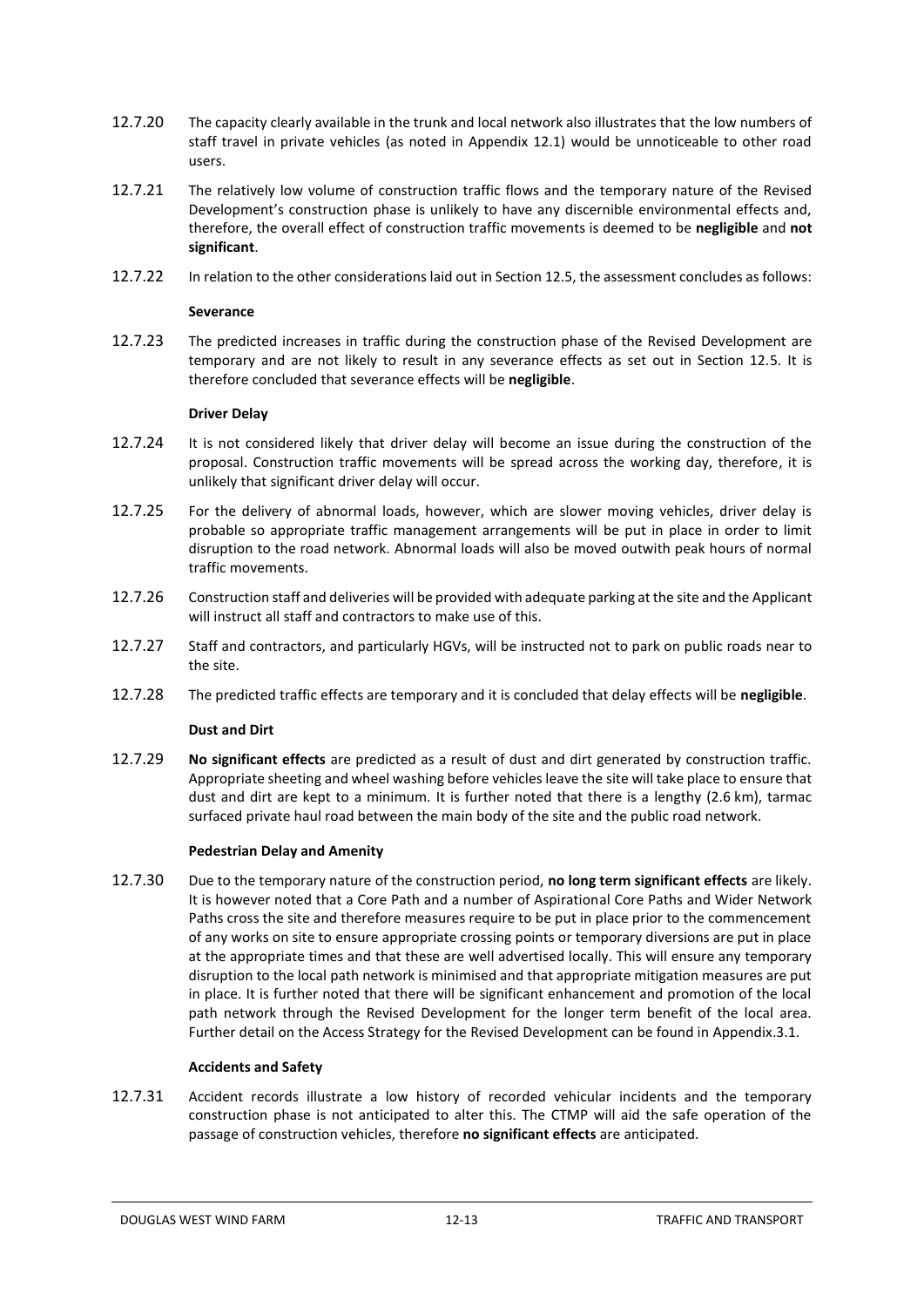12.7.20 The capacity clearly available in the trunk and local network also illustrates that the low numbers of staff travel in private vehicles (as noted in Appendix 12.1) would be unnoticeable to other road users.

12.7.21 The relatively low volume of construction traffic flows and the temporary nature of the Revised Development's construction phase is unlikely to have any discernible environmental effects and, therefore, the overall effect of construction traffic movements is deemed to be **negligible** and **not significant**.

12.7.22 In relation to the other considerations laid out in Section 12.5, the assessment concludes as follows:

**Severance**

12.7.23 The predicted increases in traffic during the construction phase of the Revised Development are temporary and are not likely to result in any severance effects as set out in Section 12.5. It is therefore concluded that severance effects will be **negligible**.

**Driver Delay**

12.7.24 It is not considered likely that driver delay will become an issue during the construction of the proposal. Construction traffic movements will be spread across the working day, therefore, it is unlikely that significant driver delay will occur.

12.7.25 For the delivery of abnormal loads, however, which are slower moving vehicles, driver delay is probable so appropriate traffic management arrangements will be put in place in order to limit disruption to the road network. Abnormal loads will also be moved outwith peak hours of normal traffic movements.

12.7.26 Construction staff and deliveries will be provided with adequate parking at the site and the Applicant will instruct all staff and contractors to make use of this.

12.7.27 Staff and contractors, and particularly HGVs, will be instructed not to park on public roads near to the site.

12.7.28 The predicted traffic effects are temporary and it is concluded that delay effects will be **negligible**.

**Dust and Dirt**

12.7.29 **No significant effects** are predicted as a result of dust and dirt generated by construction traffic. Appropriate sheeting and wheel washing before vehicles leave the site will take place to ensure that dust and dirt are kept to a minimum. It is further noted that there is a lengthy (2.6 km), tarmac surfaced private haul road between the main body of the site and the public road network.

**Pedestrian Delay and Amenity**

12.7.30 Due to the temporary nature of the construction period, **no long term significant effects** are likely. It is however noted that a Core Path and a number of Aspirational Core Paths and Wider Network Paths cross the site and therefore measures require to be put in place prior to the commencement of any works on site to ensure appropriate crossing points or temporary diversions are put in place at the appropriate times and that these are well advertised locally. This will ensure any temporary disruption to the local path network is minimised and that appropriate mitigation measures are put in place. It is further noted that there will be significant enhancement and promotion of the local path network through the Revised Development for the longer term benefit of the local area. Further detail on the Access Strategy for the Revised Development can be found in Appendix.3.1.

**Accidents and Safety**

12.7.31 Accident records illustrate a low history of recorded vehicular incidents and the temporary construction phase is not anticipated to alter this. The CTMP will aid the safe operation of the passage of construction vehicles, therefore **no significant effects** are anticipated.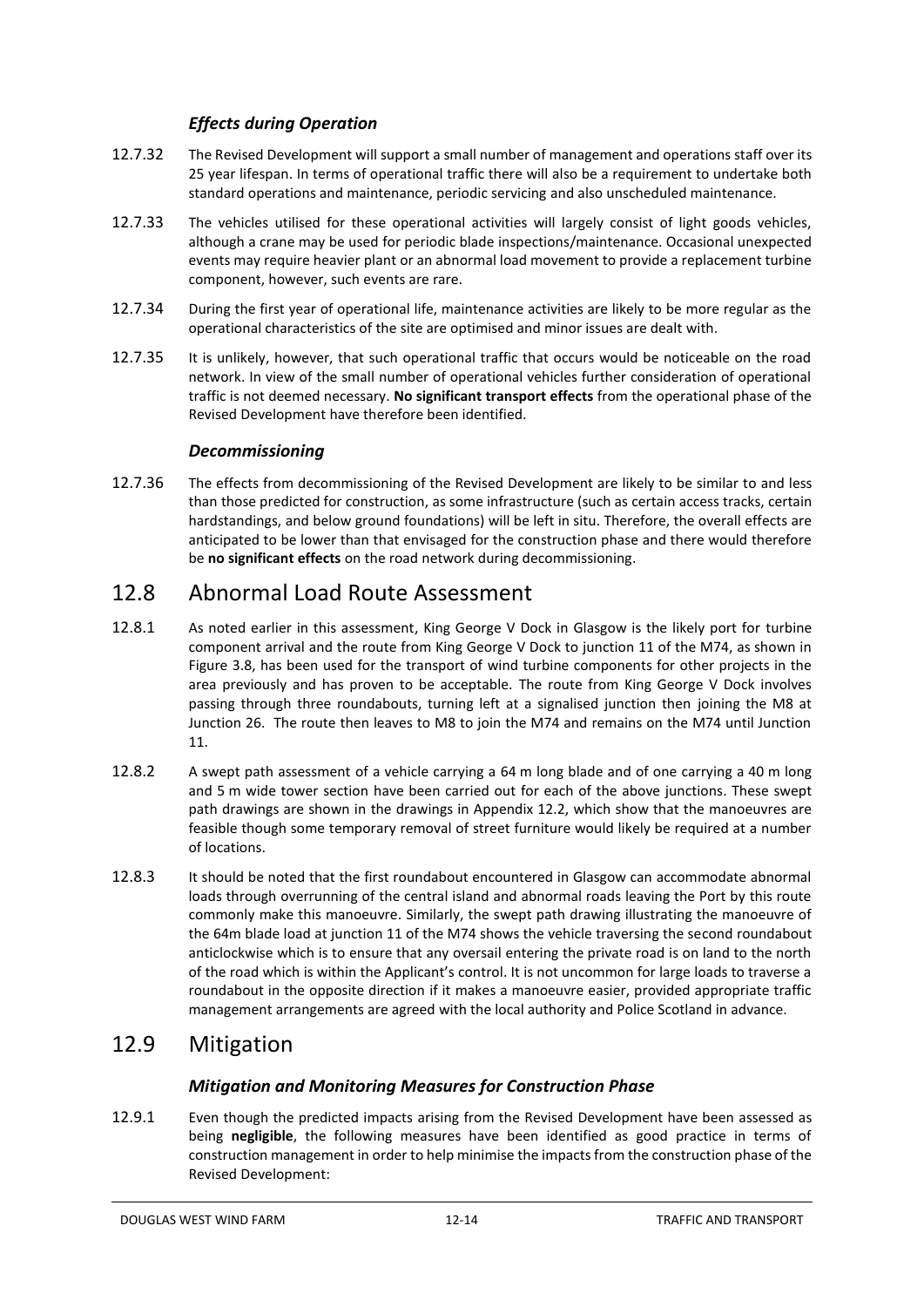### *Effects during Operation*

12.7.32 The Revised Development will support a small number of management and operations staff over its 25 year lifespan. In terms of operational traffic there will also be a requirement to undertake both standard operations and maintenance, periodic servicing and also unscheduled maintenance.

12.7.33 The vehicles utilised for these operational activities will largely consist of light goods vehicles, although a crane may be used for periodic blade inspections/maintenance. Occasional unexpected events may require heavier plant or an abnormal load movement to provide a replacement turbine component, however, such events are rare.

12.7.34 During the first year of operational life, maintenance activities are likely to be more regular as the operational characteristics of the site are optimised and minor issues are dealt with.

12.7.35 It is unlikely, however, that such operational traffic that occurs would be noticeable on the road network. In view of the small number of operational vehicles further consideration of operational traffic is not deemed necessary. **No significant transport effects** from the operational phase of the Revised Development have therefore been identified.

### *Decommissioning*

12.7.36 The effects from decommissioning of the Revised Development are likely to be similar to and less than those predicted for construction, as some infrastructure (such as certain access tracks, certain hardstandings, and below ground foundations) will be left in situ. Therefore, the overall effects are anticipated to be lower than that envisaged for the construction phase and there would therefore be **no significant effects** on the road network during decommissioning.

## 12.8 Abnormal Load Route Assessment

12.8.1 As noted earlier in this assessment, King George V Dock in Glasgow is the likely port for turbine component arrival and the route from King George V Dock to junction 11 of the M74, as shown in Figure 3.8, has been used for the transport of wind turbine components for other projects in the area previously and has proven to be acceptable. The route from King George V Dock involves passing through three roundabouts, turning left at a signalised junction then joining the M8 at Junction 26. The route then leaves to M8 to join the M74 and remains on the M74 until Junction 11.

12.8.2 A swept path assessment of a vehicle carrying a 64 m long blade and of one carrying a 40 m long and 5 m wide tower section have been carried out for each of the above junctions. These swept path drawings are shown in the drawings in Appendix 12.2, which show that the manoeuvres are feasible though some temporary removal of street furniture would likely be required at a number of locations.

12.8.3 It should be noted that the first roundabout encountered in Glasgow can accommodate abnormal loads through overrunning of the central island and abnormal roads leaving the Port by this route commonly make this manoeuvre. Similarly, the swept path drawing illustrating the manoeuvre of the 64m blade load at junction 11 of the M74 shows the vehicle traversing the second roundabout anticlockwise which is to ensure that any oversail entering the private road is on land to the north of the road which is within the Applicant's control. It is not uncommon for large loads to traverse a roundabout in the opposite direction if it makes a manoeuvre easier, provided appropriate traffic management arrangements are agreed with the local authority and Police Scotland in advance.

## 12.9 Mitigation

### *Mitigation and Monitoring Measures for Construction Phase*

12.9.1 Even though the predicted impacts arising from the Revised Development have been assessed as being **negligible**, the following measures have been identified as good practice in terms of construction management in order to help minimise the impacts from the construction phase of the Revised Development: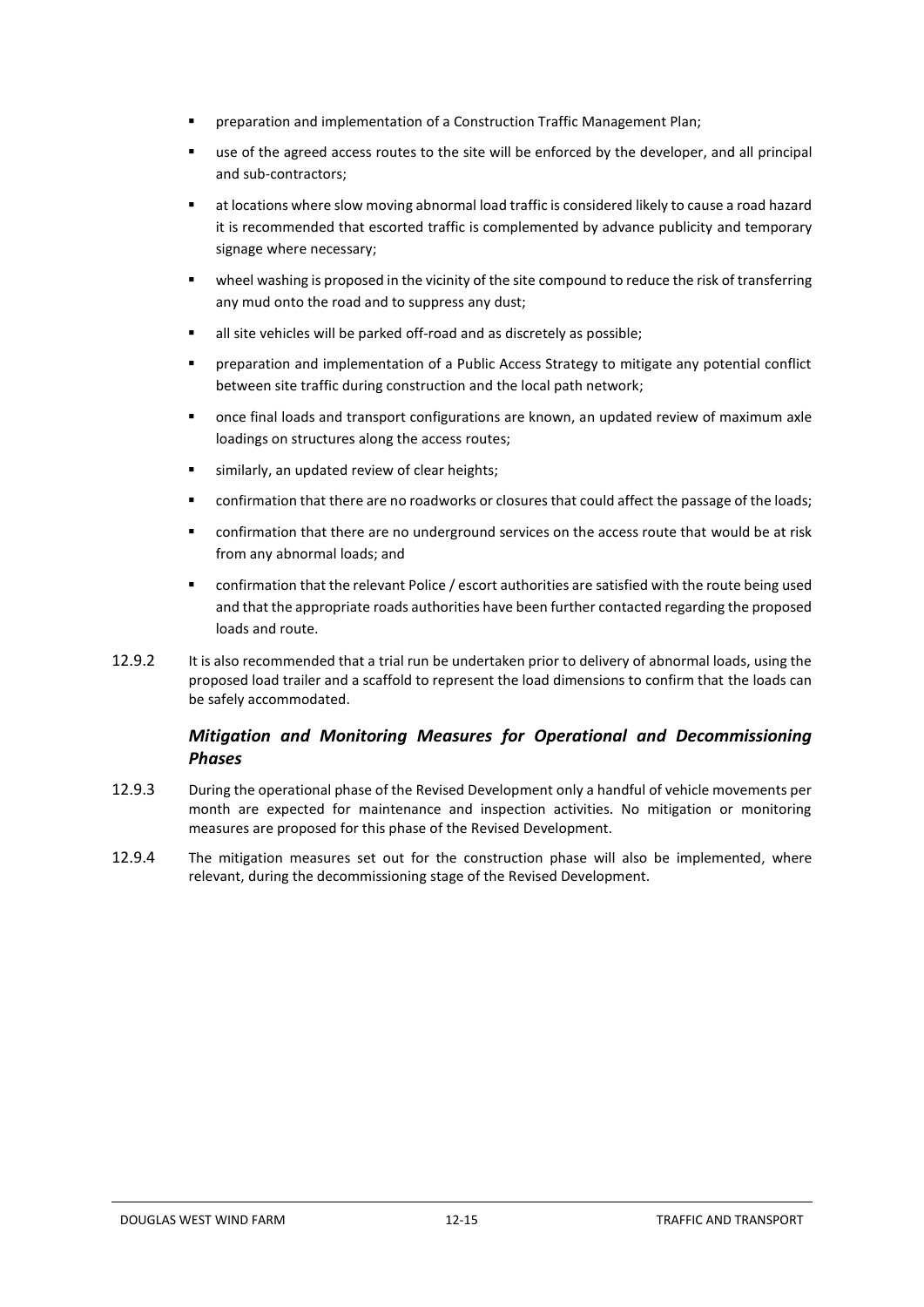- preparation and implementation of a Construction Traffic Management Plan;
- use of the agreed access routes to the site will be enforced by the developer, and all principal and sub-contractors;
- at locations where slow moving abnormal load traffic is considered likely to cause a road hazard it is recommended that escorted traffic is complemented by advance publicity and temporary signage where necessary;
- wheel washing is proposed in the vicinity of the site compound to reduce the risk of transferring any mud onto the road and to suppress any dust;
- all site vehicles will be parked off-road and as discretely as possible;
- preparation and implementation of a Public Access Strategy to mitigate any potential conflict between site traffic during construction and the local path network;
- once final loads and transport configurations are known, an updated review of maximum axle loadings on structures along the access routes;
- similarly, an updated review of clear heights;
- confirmation that there are no roadworks or closures that could affect the passage of the loads;
- confirmation that there are no underground services on the access route that would be at risk from any abnormal loads; and
- confirmation that the relevant Police / escort authorities are satisfied with the route being used and that the appropriate roads authorities have been further contacted regarding the proposed loads and route.

12.9.2 It is also recommended that a trial run be undertaken prior to delivery of abnormal loads, using the proposed load trailer and a scaffold to represent the load dimensions to confirm that the loads can be safely accommodated.

### *Mitigation and Monitoring Measures for Operational and Decommissioning Phases*

12.9.3 During the operational phase of the Revised Development only a handful of vehicle movements per month are expected for maintenance and inspection activities. No mitigation or monitoring measures are proposed for this phase of the Revised Development.

12.9.4 The mitigation measures set out for the construction phase will also be implemented, where relevant, during the decommissioning stage of the Revised Development.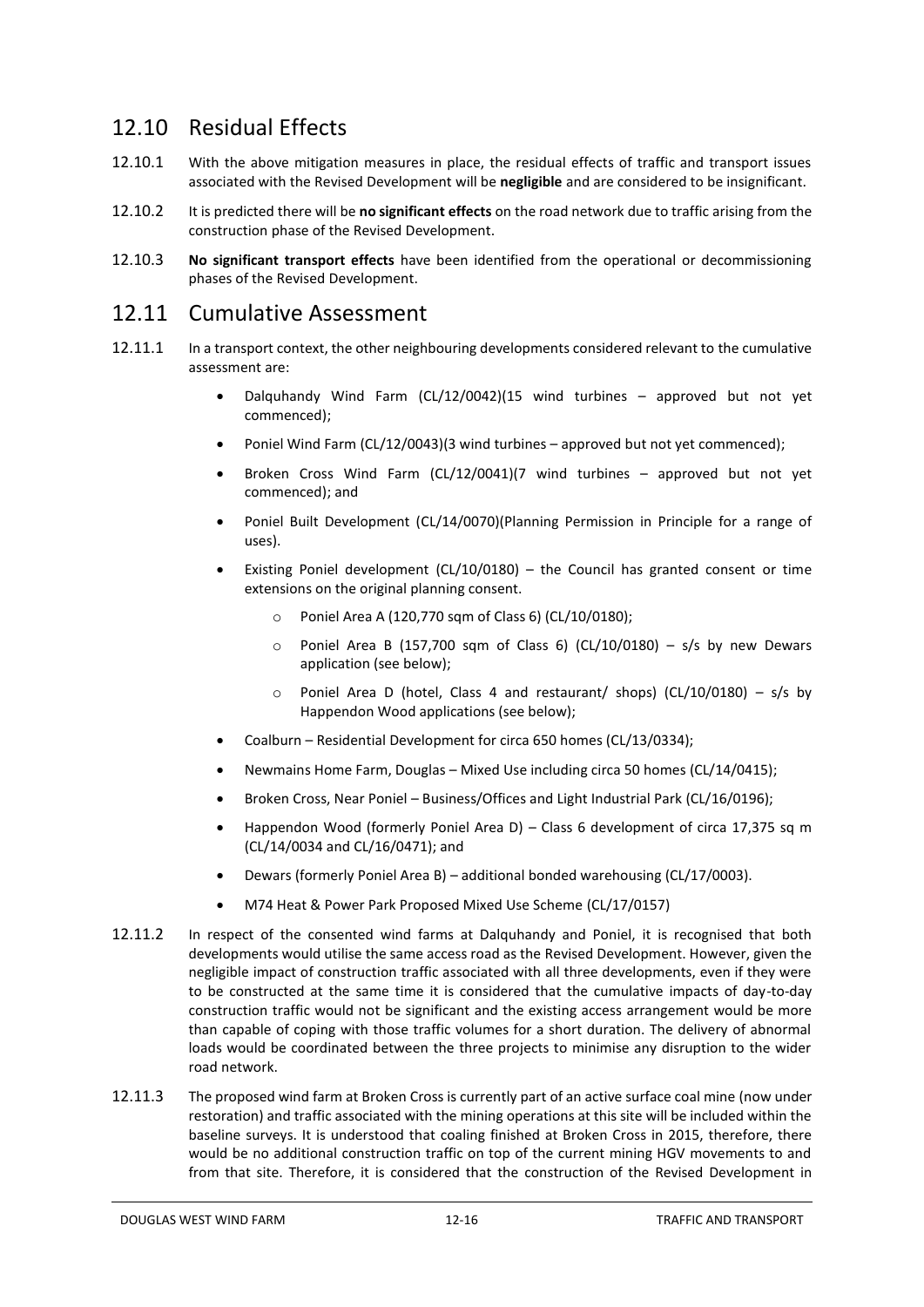## 12.10 Residual Effects

12.10.1 With the above mitigation measures in place, the residual effects of traffic and transport issues associated with the Revised Development will be **negligible** and are considered to be insignificant.

12.10.2 It is predicted there will be **no significant effects** on the road network due to traffic arising from the construction phase of the Revised Development.

12.10.3 **No significant transport effects** have been identified from the operational or decommissioning phases of the Revised Development.

## 12.11 Cumulative Assessment

12.11.1 In a transport context, the other neighbouring developments considered relevant to the cumulative assessment are:

- Dalquhandy Wind Farm (CL/12/0042)(15 wind turbines – approved but not yet commenced);
- Poniel Wind Farm (CL/12/0043)(3 wind turbines – approved but not yet commenced);
- Broken Cross Wind Farm (CL/12/0041)(7 wind turbines – approved but not yet commenced); and
- Poniel Built Development (CL/14/0070)(Planning Permission in Principle for a range of uses).
- Existing Poniel development (CL/10/0180) – the Council has granted consent or time extensions on the original planning consent.
  - Poniel Area A (120,770 sqm of Class 6) (CL/10/0180);
  - Poniel Area B (157,700 sqm of Class 6) (CL/10/0180) – s/s by new Dewars application (see below);
  - Poniel Area D (hotel, Class 4 and restaurant/ shops) (CL/10/0180) – s/s by Happendon Wood applications (see below);
- Coalburn – Residential Development for circa 650 homes (CL/13/0334);
- Newmains Home Farm, Douglas – Mixed Use including circa 50 homes (CL/14/0415);
- Broken Cross, Near Poniel – Business/Offices and Light Industrial Park (CL/16/0196);
- Happendon Wood (formerly Poniel Area D) – Class 6 development of circa 17,375 sq m (CL/14/0034 and CL/16/0471); and
- Dewars (formerly Poniel Area B) – additional bonded warehousing (CL/17/0003).
- M74 Heat & Power Park Proposed Mixed Use Scheme (CL/17/0157)

12.11.2 In respect of the consented wind farms at Dalquhandy and Poniel, it is recognised that both developments would utilise the same access road as the Revised Development. However, given the negligible impact of construction traffic associated with all three developments, even if they were to be constructed at the same time it is considered that the cumulative impacts of day-to-day construction traffic would not be significant and the existing access arrangement would be more than capable of coping with those traffic volumes for a short duration. The delivery of abnormal loads would be coordinated between the three projects to minimise any disruption to the wider road network.

12.11.3 The proposed wind farm at Broken Cross is currently part of an active surface coal mine (now under restoration) and traffic associated with the mining operations at this site will be included within the baseline surveys. It is understood that coaling finished at Broken Cross in 2015, therefore, there would be no additional construction traffic on top of the current mining HGV movements to and from that site. Therefore, it is considered that the construction of the Revised Development in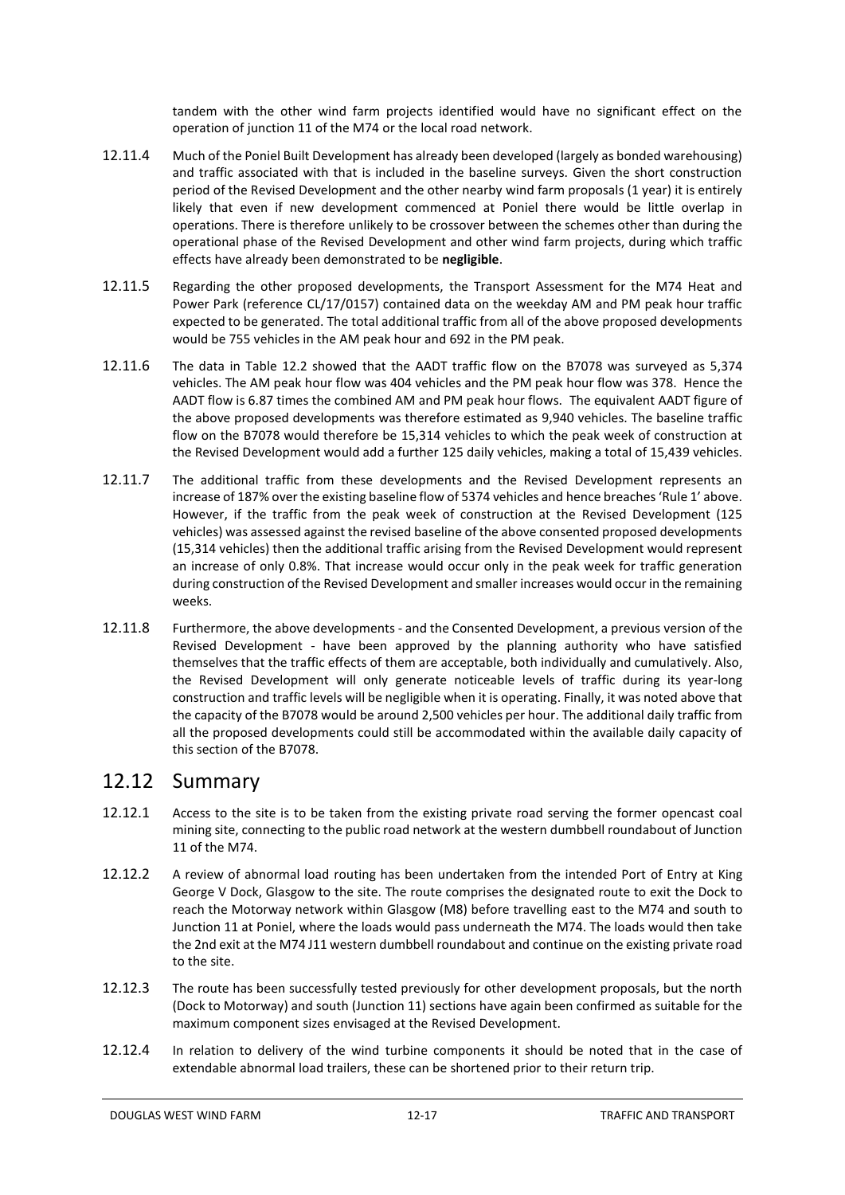tandem with the other wind farm projects identified would have no significant effect on the operation of junction 11 of the M74 or the local road network.

12.11.4 Much of the Poniel Built Development has already been developed (largely as bonded warehousing) and traffic associated with that is included in the baseline surveys. Given the short construction period of the Revised Development and the other nearby wind farm proposals (1 year) it is entirely likely that even if new development commenced at Poniel there would be little overlap in operations. There is therefore unlikely to be crossover between the schemes other than during the operational phase of the Revised Development and other wind farm projects, during which traffic effects have already been demonstrated to be **negligible**.

12.11.5 Regarding the other proposed developments, the Transport Assessment for the M74 Heat and Power Park (reference CL/17/0157) contained data on the weekday AM and PM peak hour traffic expected to be generated. The total additional traffic from all of the above proposed developments would be 755 vehicles in the AM peak hour and 692 in the PM peak.

12.11.6 The data in Table 12.2 showed that the AADT traffic flow on the B7078 was surveyed as 5,374 vehicles. The AM peak hour flow was 404 vehicles and the PM peak hour flow was 378. Hence the AADT flow is 6.87 times the combined AM and PM peak hour flows. The equivalent AADT figure of the above proposed developments was therefore estimated as 9,940 vehicles. The baseline traffic flow on the B7078 would therefore be 15,314 vehicles to which the peak week of construction at the Revised Development would add a further 125 daily vehicles, making a total of 15,439 vehicles.

12.11.7 The additional traffic from these developments and the Revised Development represents an increase of 187% over the existing baseline flow of 5374 vehicles and hence breaches 'Rule 1' above. However, if the traffic from the peak week of construction at the Revised Development (125 vehicles) was assessed against the revised baseline of the above consented proposed developments (15,314 vehicles) then the additional traffic arising from the Revised Development would represent an increase of only 0.8%. That increase would occur only in the peak week for traffic generation during construction of the Revised Development and smaller increases would occur in the remaining weeks.

12.11.8 Furthermore, the above developments - and the Consented Development, a previous version of the Revised Development - have been approved by the planning authority who have satisfied themselves that the traffic effects of them are acceptable, both individually and cumulatively. Also, the Revised Development will only generate noticeable levels of traffic during its year-long construction and traffic levels will be negligible when it is operating. Finally, it was noted above that the capacity of the B7078 would be around 2,500 vehicles per hour. The additional daily traffic from all the proposed developments could still be accommodated within the available daily capacity of this section of the B7078.

## 12.12 Summary

12.12.1 Access to the site is to be taken from the existing private road serving the former opencast coal mining site, connecting to the public road network at the western dumbbell roundabout of Junction 11 of the M74.

12.12.2 A review of abnormal load routing has been undertaken from the intended Port of Entry at King George V Dock, Glasgow to the site. The route comprises the designated route to exit the Dock to reach the Motorway network within Glasgow (M8) before travelling east to the M74 and south to Junction 11 at Poniel, where the loads would pass underneath the M74. The loads would then take the 2nd exit at the M74 J11 western dumbbell roundabout and continue on the existing private road to the site.

12.12.3 The route has been successfully tested previously for other development proposals, but the north (Dock to Motorway) and south (Junction 11) sections have again been confirmed as suitable for the maximum component sizes envisaged at the Revised Development.

12.12.4 In relation to delivery of the wind turbine components it should be noted that in the case of extendable abnormal load trailers, these can be shortened prior to their return trip.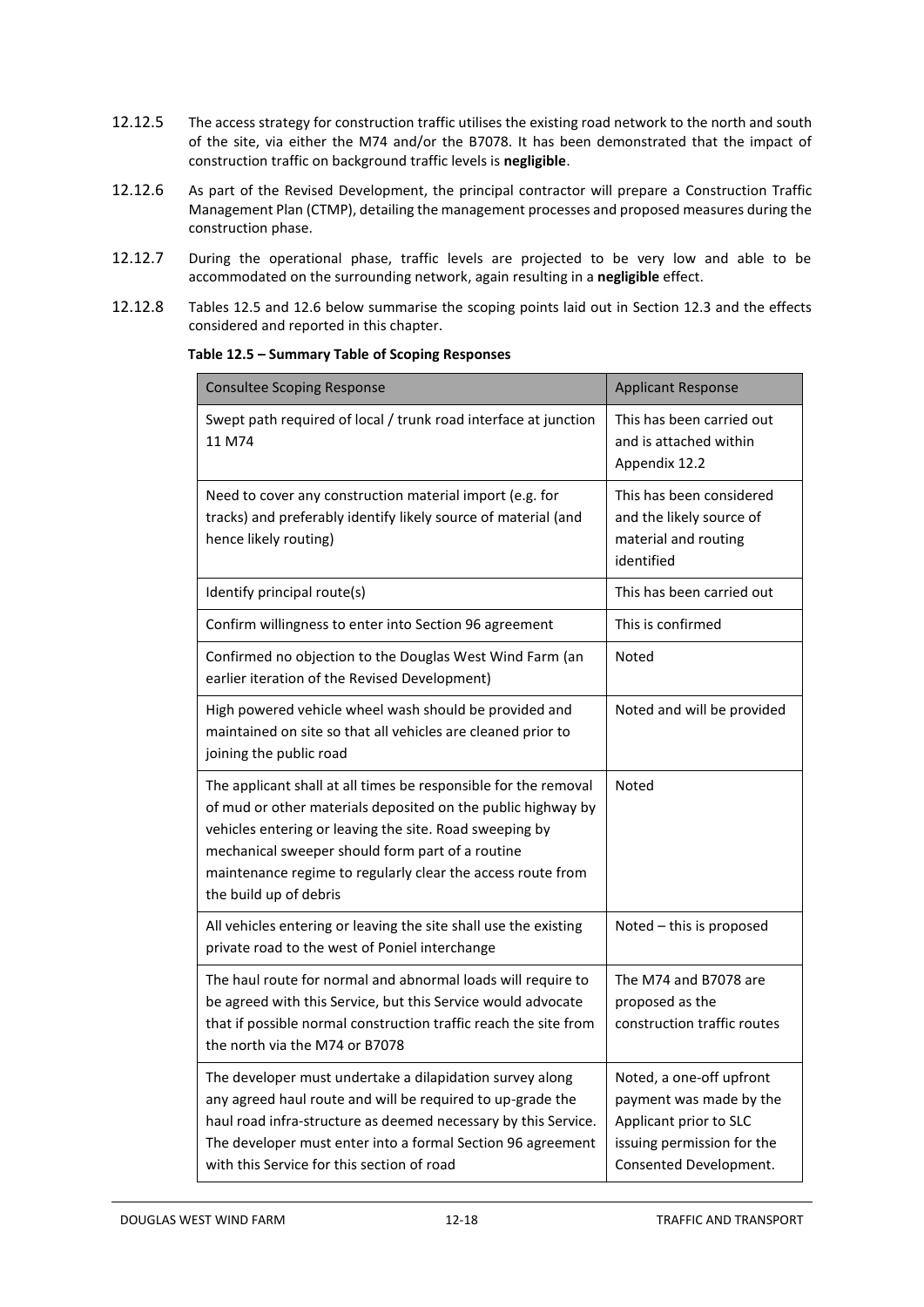12.12.5 The access strategy for construction traffic utilises the existing road network to the north and south of the site, via either the M74 and/or the B7078. It has been demonstrated that the impact of construction traffic on background traffic levels is **negligible**.

12.12.6 As part of the Revised Development, the principal contractor will prepare a Construction Traffic Management Plan (CTMP), detailing the management processes and proposed measures during the construction phase.

12.12.7 During the operational phase, traffic levels are projected to be very low and able to be accommodated on the surrounding network, again resulting in a **negligible** effect.

12.12.8 Tables 12.5 and 12.6 below summarise the scoping points laid out in Section 12.3 and the effects considered and reported in this chapter.

**Table 12.5 – Summary Table of Scoping Responses**

| Consultee Scoping Response | Applicant Response |
|---|---|
| Swept path required of local / trunk road interface at junction 11 M74 | This has been carried out and is attached within Appendix 12.2 |
| Need to cover any construction material import (e.g. for tracks) and preferably identify likely source of material (and hence likely routing) | This has been considered and the likely source of material and routing identified |
| Identify principal route(s) | This has been carried out |
| Confirm willingness to enter into Section 96 agreement | This is confirmed |
| Confirmed no objection to the Douglas West Wind Farm (an earlier iteration of the Revised Development) | Noted |
| High powered vehicle wheel wash should be provided and maintained on site so that all vehicles are cleaned prior to joining the public road | Noted and will be provided |
| The applicant shall at all times be responsible for the removal of mud or other materials deposited on the public highway by vehicles entering or leaving the site. Road sweeping by mechanical sweeper should form part of a routine maintenance regime to regularly clear the access route from the build up of debris | Noted |
| All vehicles entering or leaving the site shall use the existing private road to the west of Poniel interchange | Noted – this is proposed |
| The haul route for normal and abnormal loads will require to be agreed with this Service, but this Service would advocate that if possible normal construction traffic reach the site from the north via the M74 or B7078 | The M74 and B7078 are proposed as the construction traffic routes |
| The developer must undertake a dilapidation survey along any agreed haul route and will be required to up-grade the haul road infra-structure as deemed necessary by this Service. The developer must enter into a formal Section 96 agreement with this Service for this section of road | Noted, a one-off upfront payment was made by the Applicant prior to SLC issuing permission for the Consented Development. |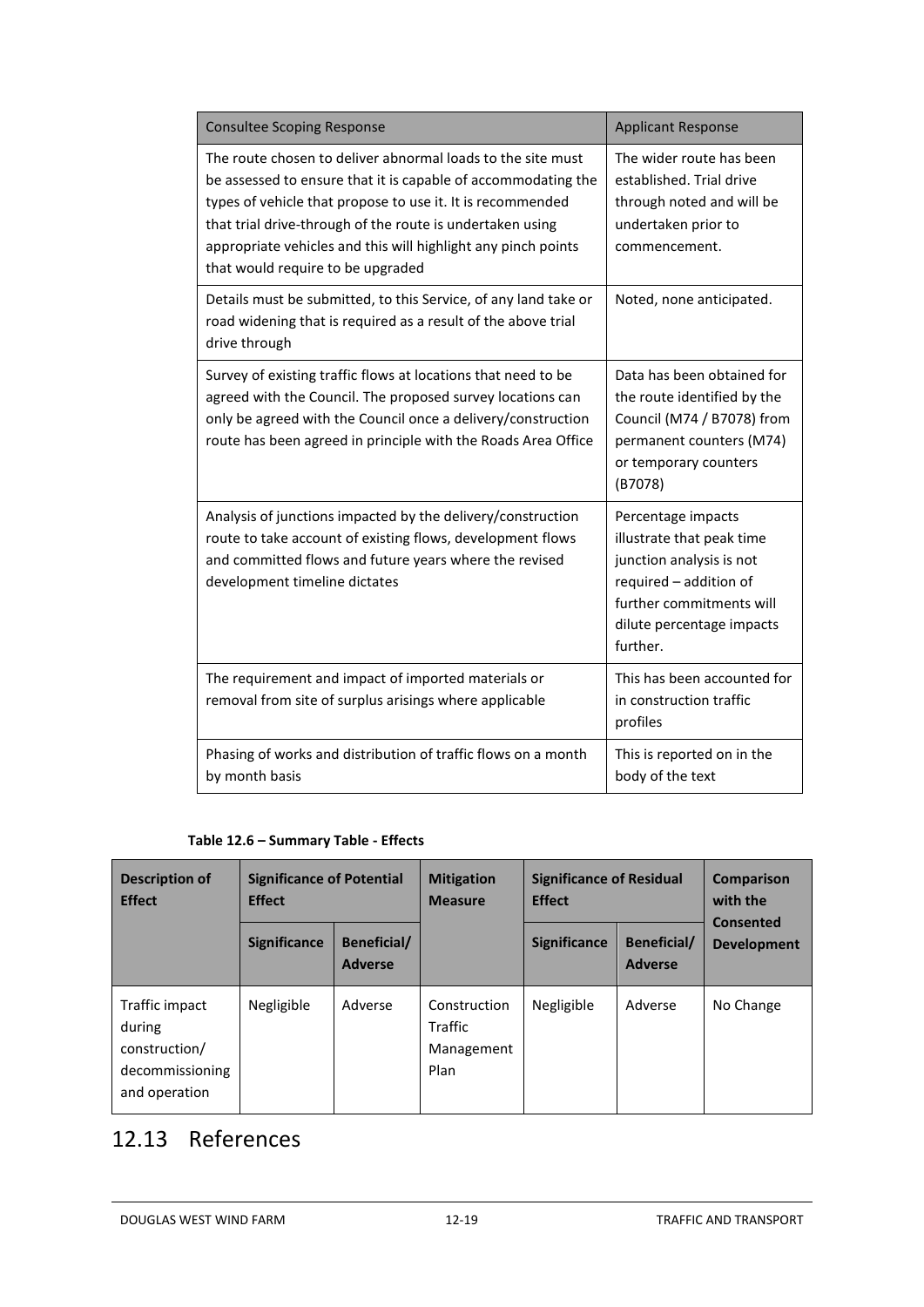| Consultee Scoping Response | Applicant Response |
|---|---|
| The route chosen to deliver abnormal loads to the site must be assessed to ensure that it is capable of accommodating the types of vehicle that propose to use it. It is recommended that trial drive-through of the route is undertaken using appropriate vehicles and this will highlight any pinch points that would require to be upgraded | The wider route has been established. Trial drive through noted and will be undertaken prior to commencement. |
| Details must be submitted, to this Service, of any land take or road widening that is required as a result of the above trial drive through | Noted, none anticipated. |
| Survey of existing traffic flows at locations that need to be agreed with the Council. The proposed survey locations can only be agreed with the Council once a delivery/construction route has been agreed in principle with the Roads Area Office | Data has been obtained for the route identified by the Council (M74 / B7078) from permanent counters (M74) or temporary counters (B7078) |
| Analysis of junctions impacted by the delivery/construction route to take account of existing flows, development flows and committed flows and future years where the revised development timeline dictates | Percentage impacts illustrate that peak time junction analysis is not required – addition of further commitments will dilute percentage impacts further. |
| The requirement and impact of imported materials or removal from site of surplus arisings where applicable | This has been accounted for in construction traffic profiles |
| Phasing of works and distribution of traffic flows on a month by month basis | This is reported on in the body of the text |

**Table 12.6 – Summary Table - Effects**

| Description of Effect | Significance of Potential Effect | | Mitigation Measure | Significance of Residual Effect | | Comparison with the Consented Development |
|---|---|---|---|---|---|---|
| | Significance | Beneficial/ Adverse | | Significance | Beneficial/ Adverse | |
| Traffic impact during construction/ decommissioning and operation | Negligible | Adverse | Construction Traffic Management Plan | Negligible | Adverse | No Change |

## 12.13 References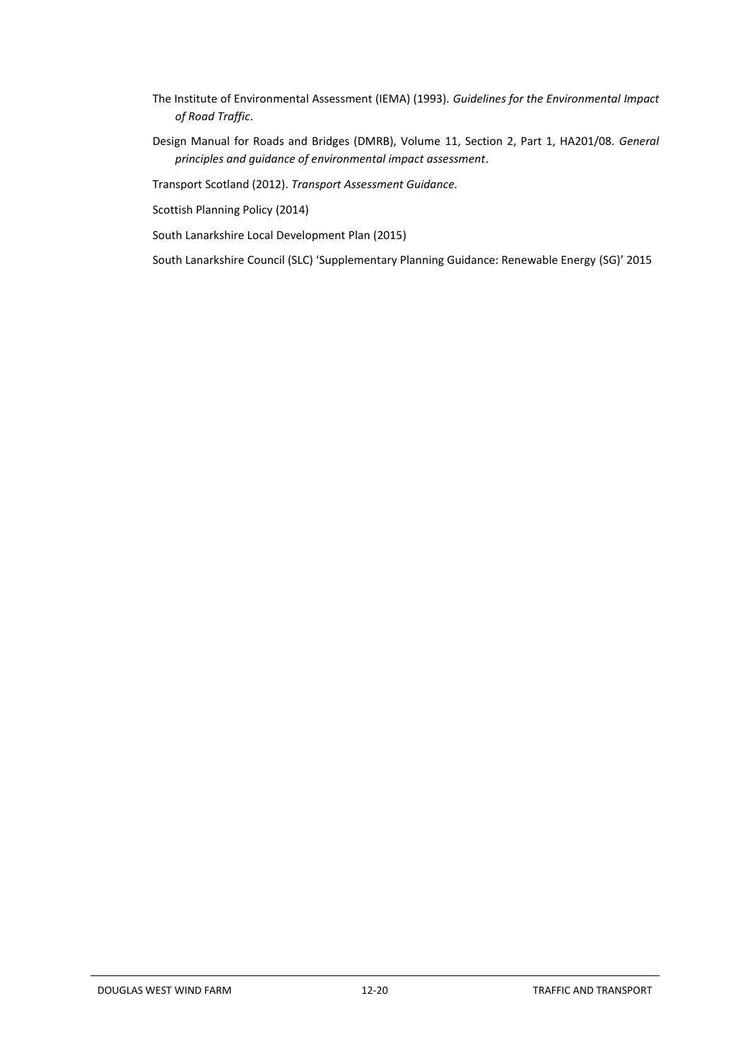The Institute of Environmental Assessment (IEMA) (1993). *Guidelines for the Environmental Impact of Road Traffic*.

Design Manual for Roads and Bridges (DMRB), Volume 11, Section 2, Part 1, HA201/08. *General principles and guidance of environmental impact assessment*.

Transport Scotland (2012). *Transport Assessment Guidance.*

Scottish Planning Policy (2014)

South Lanarkshire Local Development Plan (2015)

South Lanarkshire Council (SLC) 'Supplementary Planning Guidance: Renewable Energy (SG)' 2015